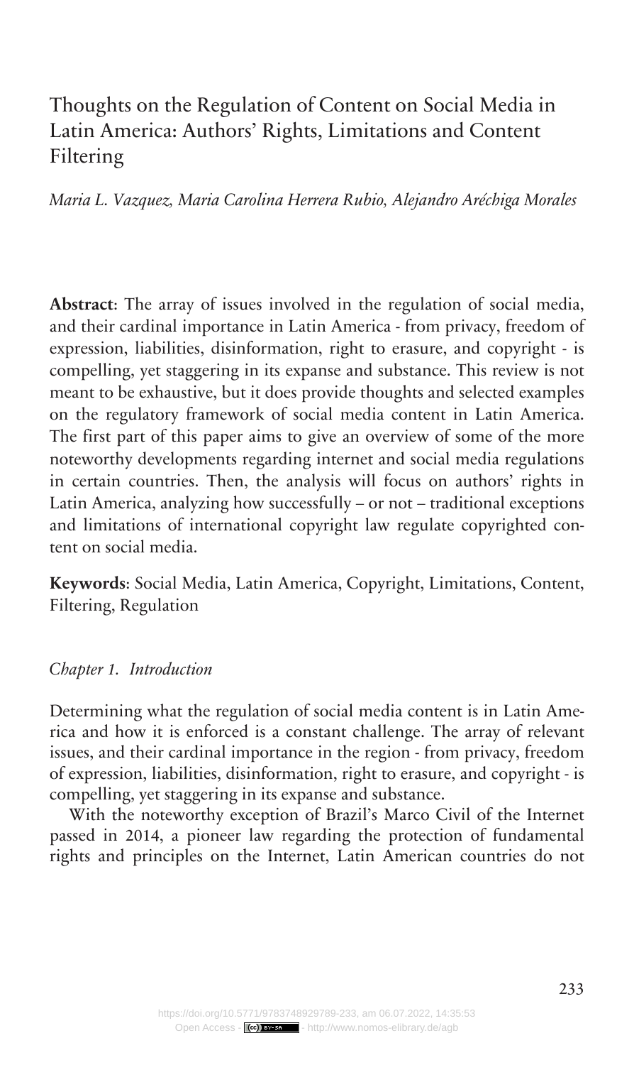# Thoughts on the Regulation of Content on Social Media in Latin America: Authors' Rights, Limitations and Content Filtering

*Maria L. Vazquez, Maria Carolina Herrera Rubio, Alejandro Aréchiga Morales*

**Abstract**: The array of issues involved in the regulation of social media, and their cardinal importance in Latin America - from privacy, freedom of expression, liabilities, disinformation, right to erasure, and copyright - is compelling, yet staggering in its expanse and substance. This review is not meant to be exhaustive, but it does provide thoughts and selected examples on the regulatory framework of social media content in Latin America. The first part of this paper aims to give an overview of some of the more noteworthy developments regarding internet and social media regulations in certain countries. Then, the analysis will focus on authors' rights in Latin America, analyzing how successfully – or not – traditional exceptions and limitations of international copyright law regulate copyrighted content on social media.

**Keywords**: Social Media, Latin America, Copyright, Limitations, Content, Filtering, Regulation

## *Chapter 1. Introduction*

Determining what the regulation of social media content is in Latin America and how it is enforced is a constant challenge. The array of relevant issues, and their cardinal importance in the region - from privacy, freedom of expression, liabilities, disinformation, right to erasure, and copyright - is compelling, yet staggering in its expanse and substance.

With the noteworthy exception of Brazil's Marco Civil of the Internet passed in 2014, a pioneer law regarding the protection of fundamental rights and principles on the Internet, Latin American countries do not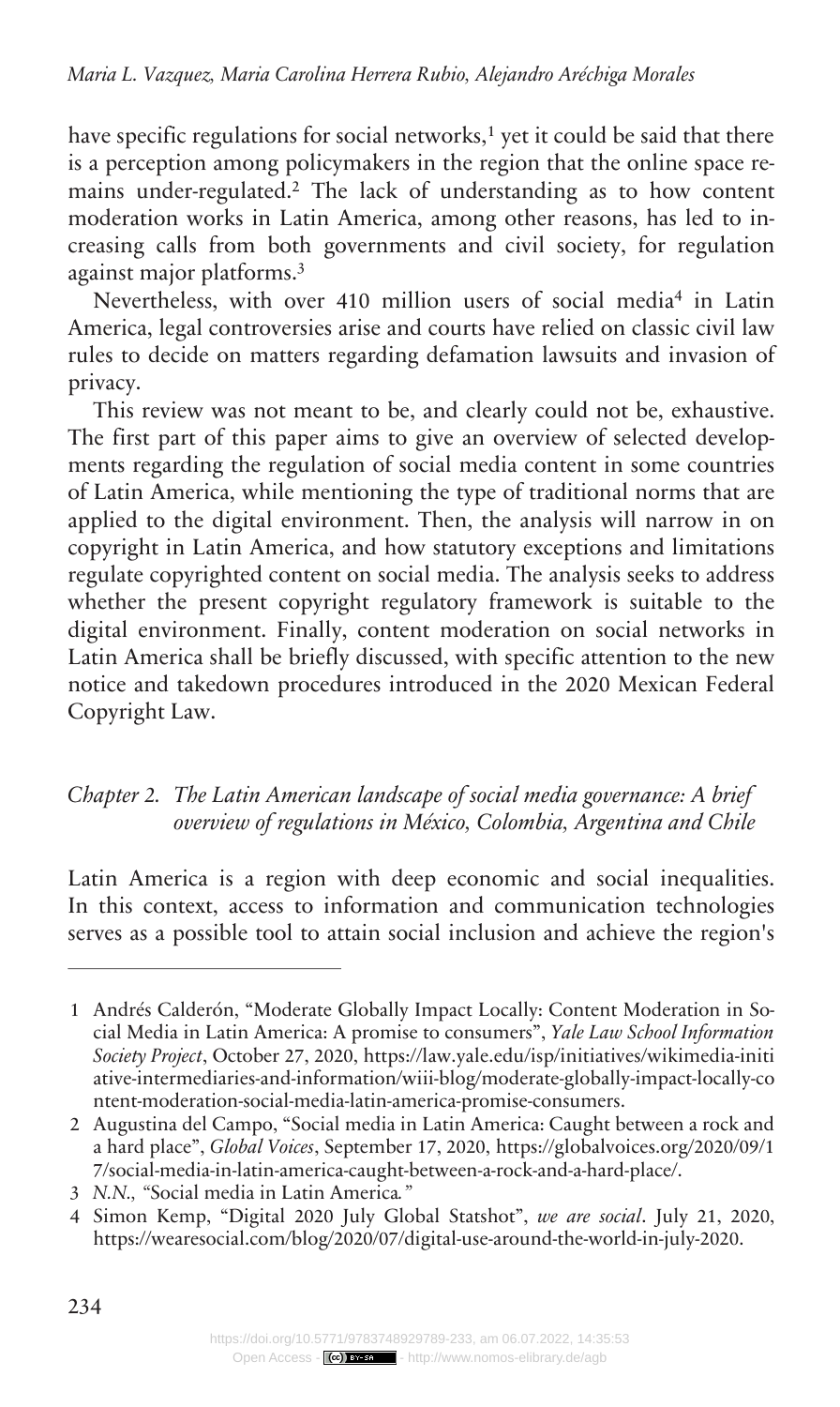have specific regulations for social networks,[1] yet it could be said that there is a perception among policymakers in the region that the online space remains under-regulated.[2] The lack of understanding as to how content moderation works in Latin America, among other reasons, has led to increasing calls from both governments and civil society, for regulation against major platforms.[3]

Nevertheless, with over 410 million users of social media[4] in Latin America, legal controversies arise and courts have relied on classic civil law rules to decide on matters regarding defamation lawsuits and invasion of privacy.

This review was not meant to be, and clearly could not be, exhaustive. The first part of this paper aims to give an overview of selected developments regarding the regulation of social media content in some countries of Latin America, while mentioning the type of traditional norms that are applied to the digital environment. Then, the analysis will narrow in on copyright in Latin America, and how statutory exceptions and limitations regulate copyrighted content on social media. The analysis seeks to address whether the present copyright regulatory framework is suitable to the digital environment. Finally, content moderation on social networks in Latin America shall be briefly discussed, with specific attention to the new notice and takedown procedures introduced in the 2020 Mexican Federal Copyright Law.

## *Chapter 2. The Latin American landscape of social media governance: A brief overview of regulations in México, Colombia, Argentina and Chile*

Latin America is a region with deep economic and social inequalities. In this context, access to information and communication technologies serves as a possible tool to attain social inclusion and achieve the region's

---

1 Andrés Calderón, "Moderate Globally Impact Locally: Content Moderation in Social Media in Latin America: A promise to consumers", *Yale Law School Information Society Project*, October 27, 2020, https://law.yale.edu/isp/initiatives/wikimedia-initiative-intermediaries-and-information/wiii-blog/moderate-globally-impact-locally-content-moderation-social-media-latin-america-promise-consumers.

2 Augustina del Campo, "Social media in Latin America: Caught between a rock and a hard place", *Global Voices*, September 17, 2020, https://globalvoices.org/2020/09/17/social-media-in-latin-america-caught-between-a-rock-and-a-hard-place/.

3 *N.N.*, "Social media in Latin America*.*"

4 Simon Kemp, "Digital 2020 July Global Statshot", *we are social*. July 21, 2020, https://wearesocial.com/blog/2020/07/digital-use-around-the-world-in-july-2020.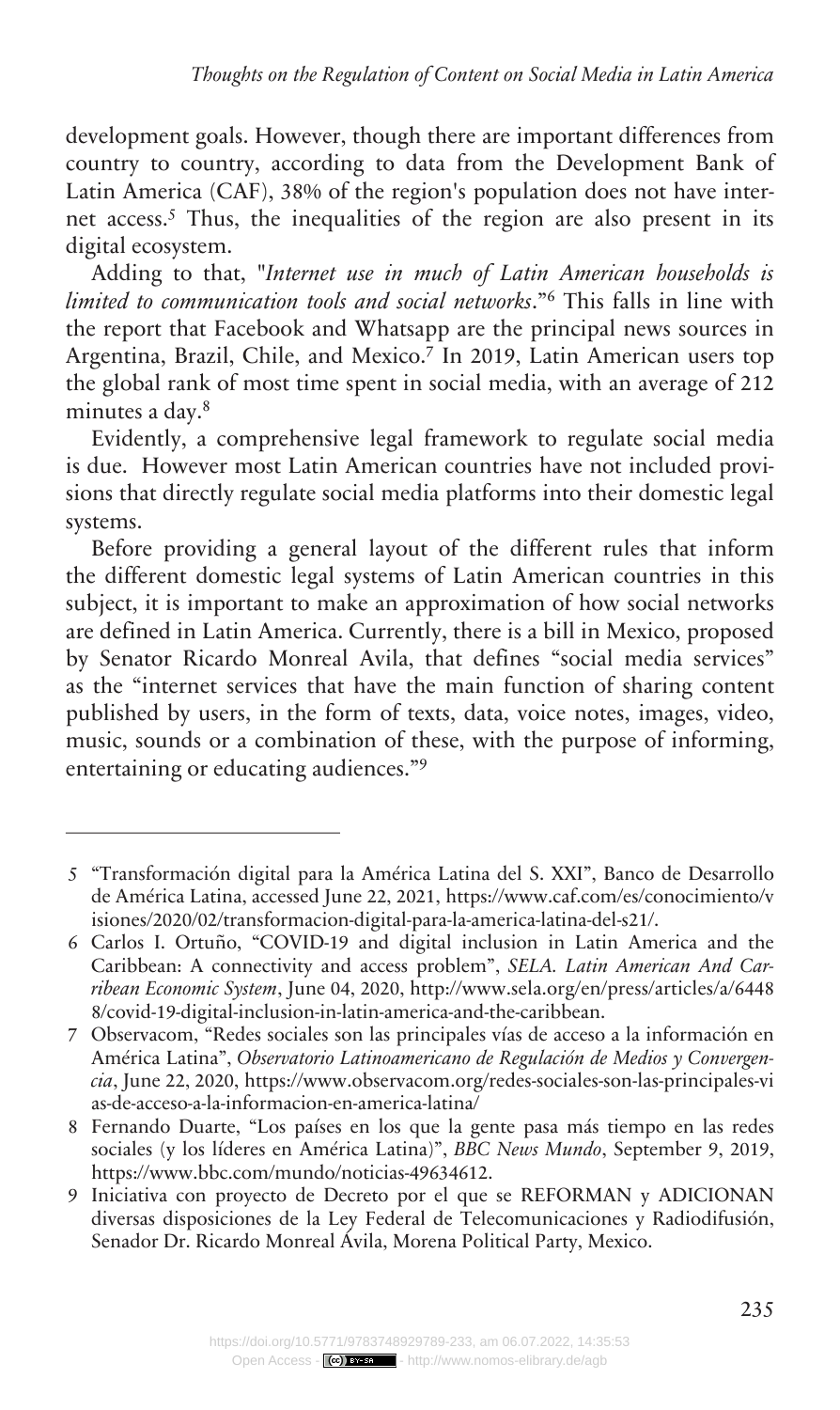development goals. However, though there are important differences from country to country, according to data from the Development Bank of Latin America (CAF), 38% of the region's population does not have internet access.[5] Thus, the inequalities of the region are also present in its digital ecosystem.

Adding to that, "*Internet use in much of Latin American households is limited to communication tools and social networks*."[6] This falls in line with the report that Facebook and Whatsapp are the principal news sources in Argentina, Brazil, Chile, and Mexico.[7] In 2019, Latin American users top the global rank of most time spent in social media, with an average of 212 minutes a day.[8]

Evidently, a comprehensive legal framework to regulate social media is due. However most Latin American countries have not included provisions that directly regulate social media platforms into their domestic legal systems.

Before providing a general layout of the different rules that inform the different domestic legal systems of Latin American countries in this subject, it is important to make an approximation of how social networks are defined in Latin America. Currently, there is a bill in Mexico, proposed by Senator Ricardo Monreal Avila, that defines "social media services" as the "internet services that have the main function of sharing content published by users, in the form of texts, data, voice notes, images, video, music, sounds or a combination of these, with the purpose of informing, entertaining or educating audiences."[9]

---

5 "Transformación digital para la América Latina del S. XXI", Banco de Desarrollo de América Latina, accessed June 22, 2021, https://www.caf.com/es/conocimiento/visiones/2020/02/transformacion-digital-para-la-america-latina-del-s21/.

6 Carlos I. Ortuño, "COVID-19 and digital inclusion in Latin America and the Caribbean: A connectivity and access problem", *SELA. Latin American And Carribean Economic System*, June 04, 2020, http://www.sela.org/en/press/articles/a/64488/covid-19-digital-inclusion-in-latin-america-and-the-caribbean.

7 Observacom, "Redes sociales son las principales vías de acceso a la información en América Latina", *Observatorio Latinoamericano de Regulación de Medios y Convergencia*, June 22, 2020, https://www.observacom.org/redes-sociales-son-las-principales-vias-de-acceso-a-la-informacion-en-america-latina/

8 Fernando Duarte, "Los países en los que la gente pasa más tiempo en las redes sociales (y los líderes en América Latina)", *BBC News Mundo*, September 9, 2019, https://www.bbc.com/mundo/noticias-49634612.

9 Iniciativa con proyecto de Decreto por el que se REFORMAN y ADICIONAN diversas disposiciones de la Ley Federal de Telecomunicaciones y Radiodifusión, Senador Dr. Ricardo Monreal Ávila, Morena Political Party, Mexico.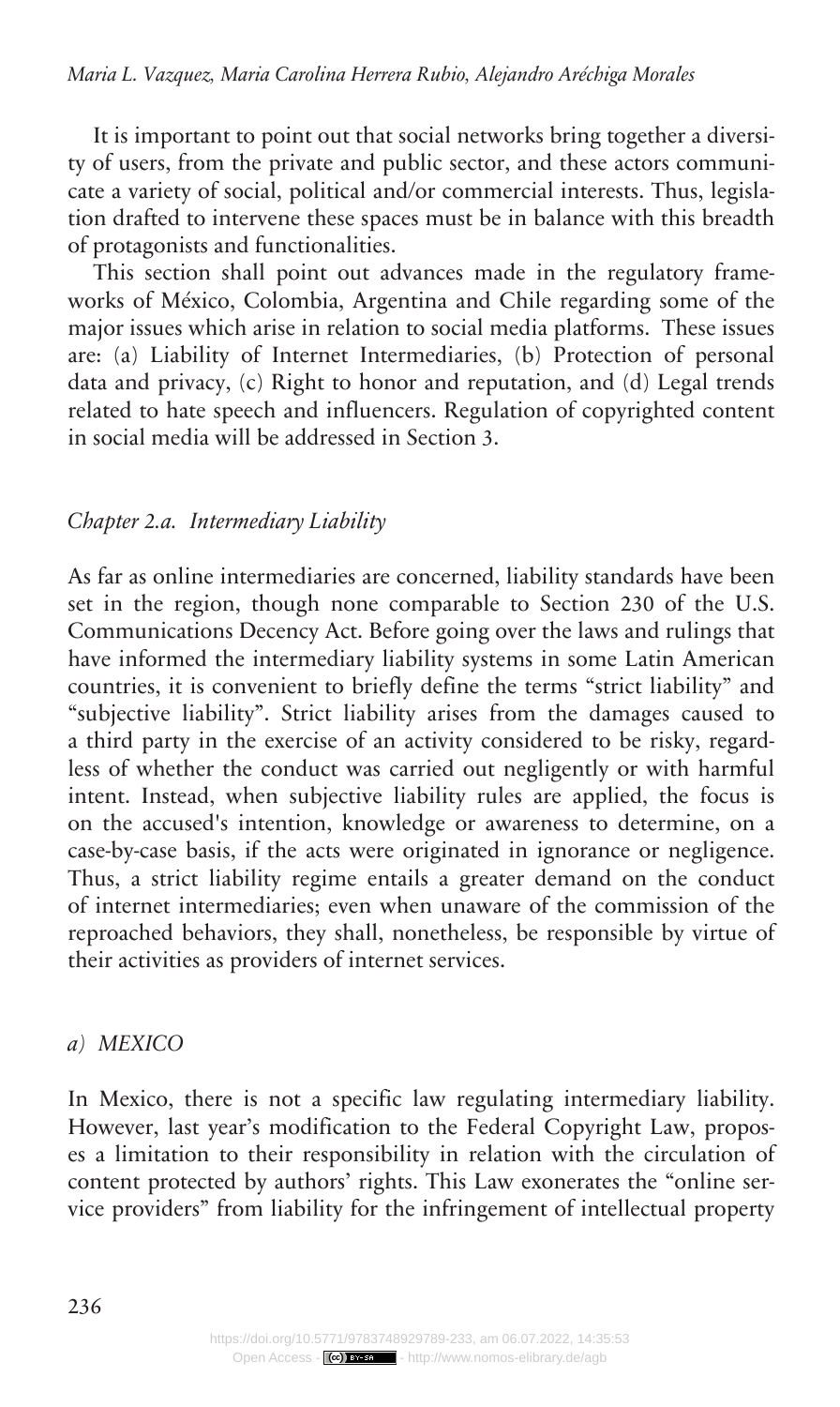It is important to point out that social networks bring together a diversity of users, from the private and public sector, and these actors communicate a variety of social, political and/or commercial interests. Thus, legislation drafted to intervene these spaces must be in balance with this breadth of protagonists and functionalities.

This section shall point out advances made in the regulatory frameworks of México, Colombia, Argentina and Chile regarding some of the major issues which arise in relation to social media platforms. These issues are: (a) Liability of Internet Intermediaries, (b) Protection of personal data and privacy, (c) Right to honor and reputation, and (d) Legal trends related to hate speech and influencers. Regulation of copyrighted content in social media will be addressed in Section 3.

### *Chapter 2.a. Intermediary Liability*

As far as online intermediaries are concerned, liability standards have been set in the region, though none comparable to Section 230 of the U.S. Communications Decency Act. Before going over the laws and rulings that have informed the intermediary liability systems in some Latin American countries, it is convenient to briefly define the terms "strict liability" and "subjective liability". Strict liability arises from the damages caused to a third party in the exercise of an activity considered to be risky, regardless of whether the conduct was carried out negligently or with harmful intent. Instead, when subjective liability rules are applied, the focus is on the accused's intention, knowledge or awareness to determine, on a case-by-case basis, if the acts were originated in ignorance or negligence. Thus, a strict liability regime entails a greater demand on the conduct of internet intermediaries; even when unaware of the commission of the reproached behaviors, they shall, nonetheless, be responsible by virtue of their activities as providers of internet services.

#### *a) MEXICO*

In Mexico, there is not a specific law regulating intermediary liability. However, last year's modification to the Federal Copyright Law, proposes a limitation to their responsibility in relation with the circulation of content protected by authors' rights. This Law exonerates the "online service providers" from liability for the infringement of intellectual property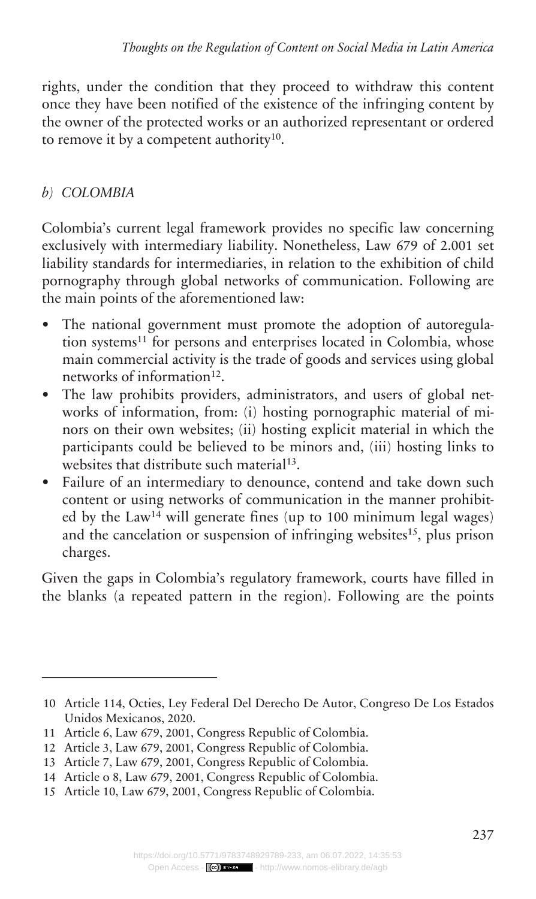rights, under the condition that they proceed to withdraw this content once they have been notified of the existence of the infringing content by the owner of the protected works or an authorized representant or ordered to remove it by a competent authority[10].

### *b) COLOMBIA*

Colombia's current legal framework provides no specific law concerning exclusively with intermediary liability. Nonetheless, Law 679 of 2.001 set liability standards for intermediaries, in relation to the exhibition of child pornography through global networks of communication. Following are the main points of the aforementioned law:

- The national government must promote the adoption of autoregulation systems[11] for persons and enterprises located in Colombia, whose main commercial activity is the trade of goods and services using global networks of information[12].
- The law prohibits providers, administrators, and users of global networks of information, from: (i) hosting pornographic material of minors on their own websites; (ii) hosting explicit material in which the participants could be believed to be minors and, (iii) hosting links to websites that distribute such material[13].
- Failure of an intermediary to denounce, contend and take down such content or using networks of communication in the manner prohibited by the Law[14] will generate fines (up to 100 minimum legal wages) and the cancelation or suspension of infringing websites[15], plus prison charges.

Given the gaps in Colombia's regulatory framework, courts have filled in the blanks (a repeated pattern in the region). Following are the points

---

10 Article 114, Octies, Ley Federal Del Derecho De Autor, Congreso De Los Estados Unidos Mexicanos, 2020.

11 Article 6, Law 679, 2001, Congress Republic of Colombia.

12 Article 3, Law 679, 2001, Congress Republic of Colombia.

13 Article 7, Law 679, 2001, Congress Republic of Colombia.

14 Article o 8, Law 679, 2001, Congress Republic of Colombia.

15 Article 10, Law 679, 2001, Congress Republic of Colombia.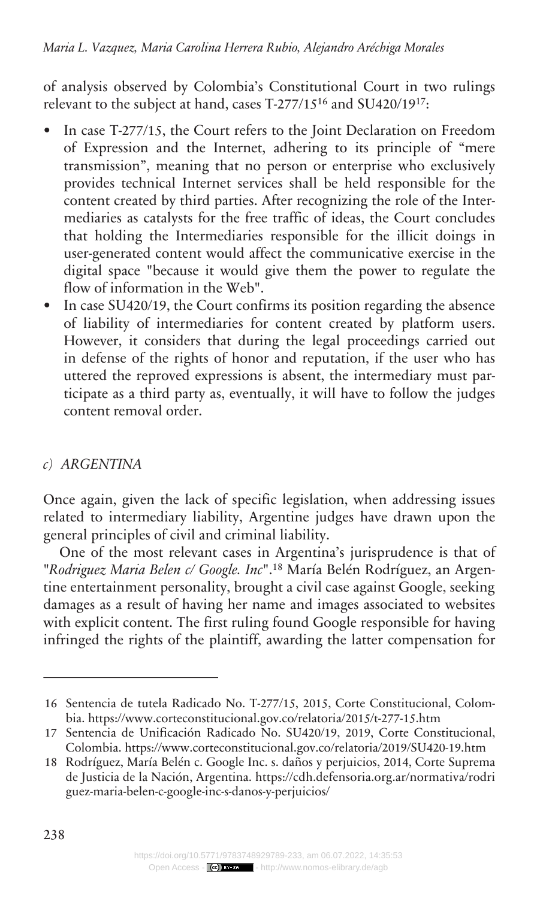of analysis observed by Colombia's Constitutional Court in two rulings relevant to the subject at hand, cases T-277/15[16] and SU420/19[17]:

- In case T-277/15, the Court refers to the Joint Declaration on Freedom of Expression and the Internet, adhering to its principle of "mere transmission", meaning that no person or enterprise who exclusively provides technical Internet services shall be held responsible for the content created by third parties. After recognizing the role of the Intermediaries as catalysts for the free traffic of ideas, the Court concludes that holding the Intermediaries responsible for the illicit doings in user-generated content would affect the communicative exercise in the digital space "because it would give them the power to regulate the flow of information in the Web".
- In case SU420/19, the Court confirms its position regarding the absence of liability of intermediaries for content created by platform users. However, it considers that during the legal proceedings carried out in defense of the rights of honor and reputation, if the user who has uttered the reproved expressions is absent, the intermediary must participate as a third party as, eventually, it will have to follow the judges content removal order.

### *c) ARGENTINA*

Once again, given the lack of specific legislation, when addressing issues related to intermediary liability, Argentine judges have drawn upon the general principles of civil and criminal liability.

One of the most relevant cases in Argentina's jurisprudence is that of "*Rodriguez Maria Belen c/ Google. Inc*".[18] María Belén Rodríguez, an Argentine entertainment personality, brought a civil case against Google, seeking damages as a result of having her name and images associated to websites with explicit content. The first ruling found Google responsible for having infringed the rights of the plaintiff, awarding the latter compensation for

---

16 Sentencia de tutela Radicado No. T-277/15, 2015, Corte Constitucional, Colombia. https://www.corteconstitucional.gov.co/relatoria/2015/t-277-15.htm

17 Sentencia de Unificación Radicado No. SU420/19, 2019, Corte Constitucional, Colombia. https://www.corteconstitucional.gov.co/relatoria/2019/SU420-19.htm

18 Rodríguez, María Belén c. Google Inc. s. daños y perjuicios, 2014, Corte Suprema de Justicia de la Nación, Argentina. https://cdh.defensoria.org.ar/normativa/rodriguez-maria-belen-c-google-inc-s-danos-y-perjuicios/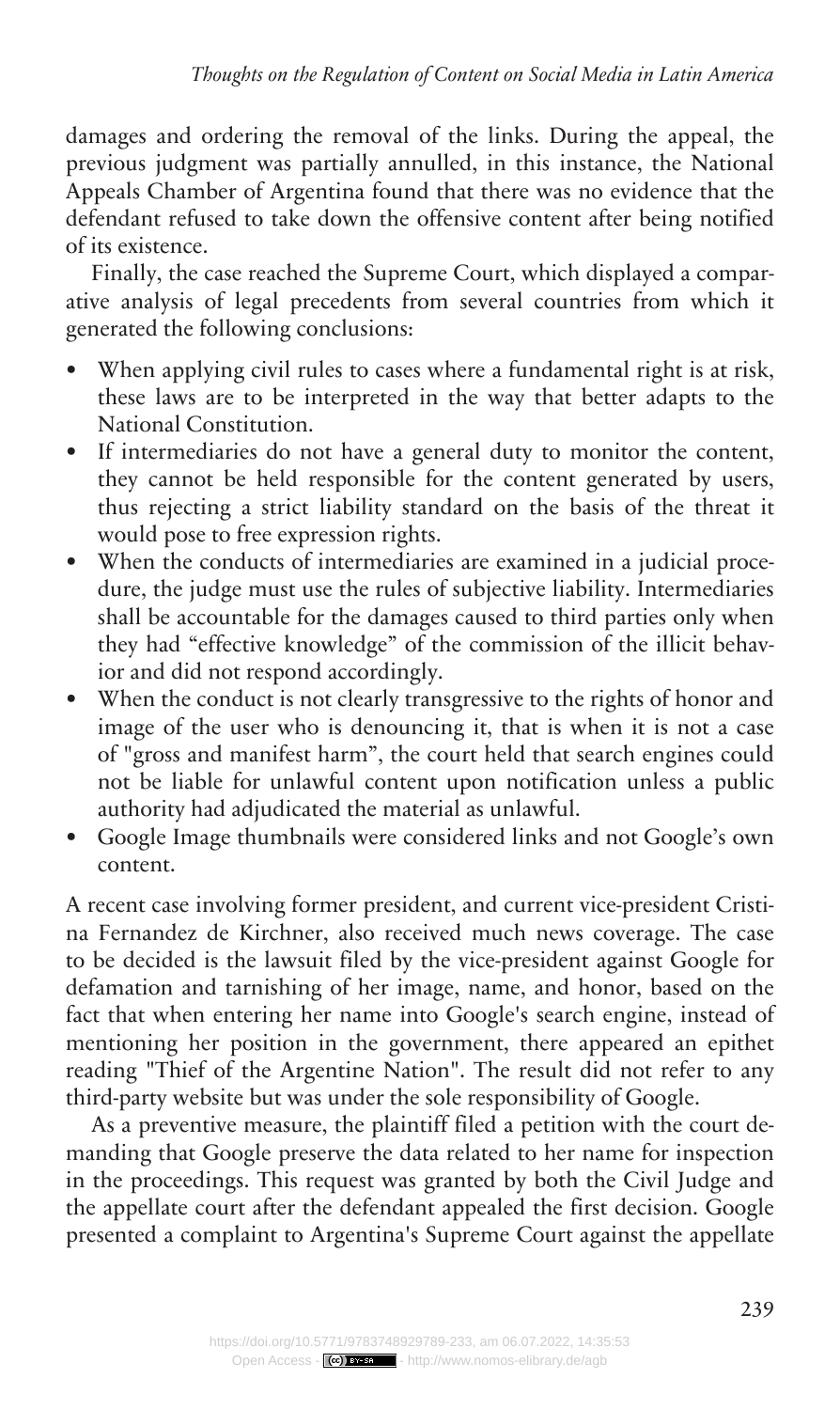damages and ordering the removal of the links. During the appeal, the previous judgment was partially annulled, in this instance, the National Appeals Chamber of Argentina found that there was no evidence that the defendant refused to take down the offensive content after being notified of its existence.

Finally, the case reached the Supreme Court, which displayed a comparative analysis of legal precedents from several countries from which it generated the following conclusions:

- When applying civil rules to cases where a fundamental right is at risk, these laws are to be interpreted in the way that better adapts to the National Constitution.
- If intermediaries do not have a general duty to monitor the content, they cannot be held responsible for the content generated by users, thus rejecting a strict liability standard on the basis of the threat it would pose to free expression rights.
- When the conducts of intermediaries are examined in a judicial procedure, the judge must use the rules of subjective liability. Intermediaries shall be accountable for the damages caused to third parties only when they had "effective knowledge" of the commission of the illicit behavior and did not respond accordingly.
- When the conduct is not clearly transgressive to the rights of honor and image of the user who is denouncing it, that is when it is not a case of "gross and manifest harm", the court held that search engines could not be liable for unlawful content upon notification unless a public authority had adjudicated the material as unlawful.
- Google Image thumbnails were considered links and not Google's own content.

A recent case involving former president, and current vice-president Cristina Fernandez de Kirchner, also received much news coverage. The case to be decided is the lawsuit filed by the vice-president against Google for defamation and tarnishing of her image, name, and honor, based on the fact that when entering her name into Google's search engine, instead of mentioning her position in the government, there appeared an epithet reading "Thief of the Argentine Nation". The result did not refer to any third-party website but was under the sole responsibility of Google.

As a preventive measure, the plaintiff filed a petition with the court demanding that Google preserve the data related to her name for inspection in the proceedings. This request was granted by both the Civil Judge and the appellate court after the defendant appealed the first decision. Google presented a complaint to Argentina's Supreme Court against the appellate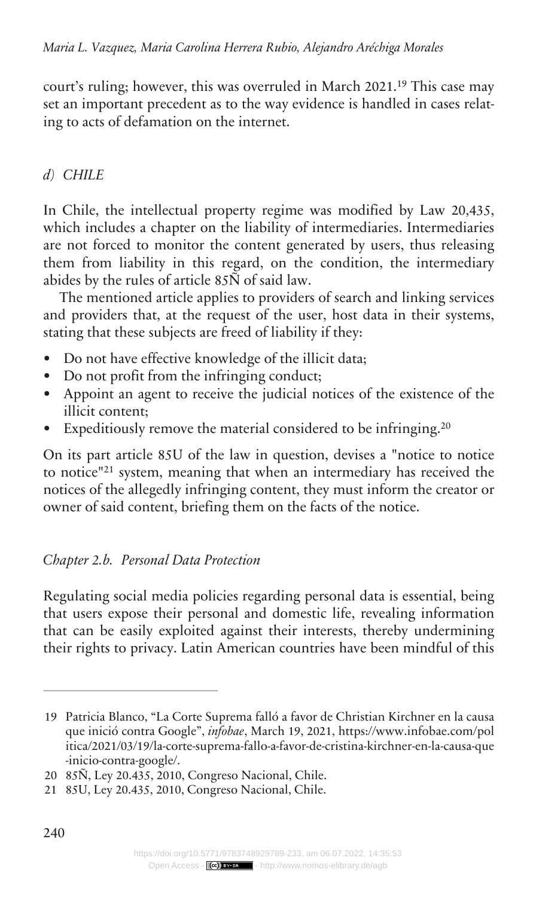court's ruling; however, this was overruled in March 2021.[19] This case may set an important precedent as to the way evidence is handled in cases relating to acts of defamation on the internet.

### *d) CHILE*

In Chile, the intellectual property regime was modified by Law 20,435, which includes a chapter on the liability of intermediaries. Intermediaries are not forced to monitor the content generated by users, thus releasing them from liability in this regard, on the condition, the intermediary abides by the rules of article 85Ñ of said law.

The mentioned article applies to providers of search and linking services and providers that, at the request of the user, host data in their systems, stating that these subjects are freed of liability if they:

- Do not have effective knowledge of the illicit data;
- Do not profit from the infringing conduct;
- Appoint an agent to receive the judicial notices of the existence of the illicit content;
- Expeditiously remove the material considered to be infringing.[20]

On its part article 85U of the law in question, devises a "notice to notice to notice"[21] system, meaning that when an intermediary has received the notices of the allegedly infringing content, they must inform the creator or owner of said content, briefing them on the facts of the notice.

## *Chapter 2.b. Personal Data Protection*

Regulating social media policies regarding personal data is essential, being that users expose their personal and domestic life, revealing information that can be easily exploited against their interests, thereby undermining their rights to privacy. Latin American countries have been mindful of this

---

19 Patricia Blanco, "La Corte Suprema falló a favor de Christian Kirchner en la causa que inició contra Google", *infobae*, March 19, 2021, https://www.infobae.com/politica/2021/03/19/la-corte-suprema-fallo-a-favor-de-cristina-kirchner-en-la-causa-que-inicio-contra-google/.

20 85Ñ, Ley 20.435, 2010, Congreso Nacional, Chile.

21 85U, Ley 20.435, 2010, Congreso Nacional, Chile.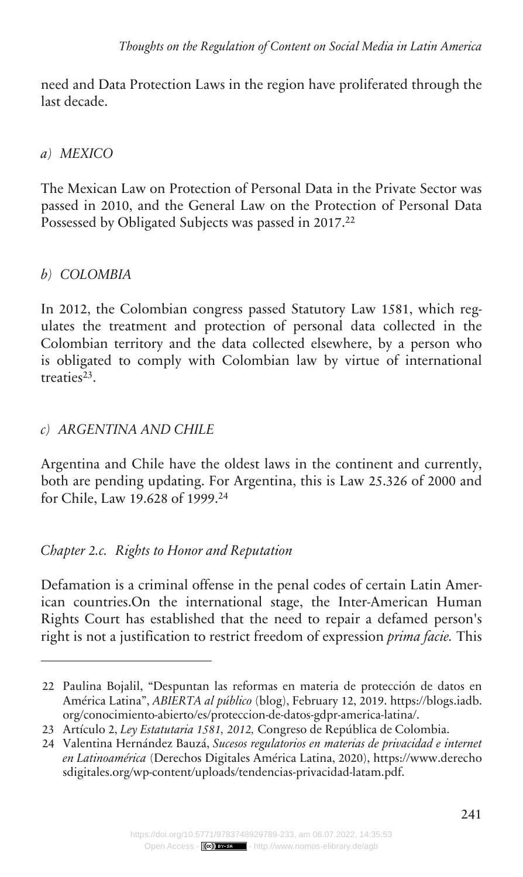need and Data Protection Laws in the region have proliferated through the last decade.

*a) MEXICO*

The Mexican Law on Protection of Personal Data in the Private Sector was passed in 2010, and the General Law on the Protection of Personal Data Possessed by Obligated Subjects was passed in 2017.[22]

*b) COLOMBIA*

In 2012, the Colombian congress passed Statutory Law 1581, which regulates the treatment and protection of personal data collected in the Colombian territory and the data collected elsewhere, by a person who is obligated to comply with Colombian law by virtue of international treaties[23].

*c) ARGENTINA AND CHILE*

Argentina and Chile have the oldest laws in the continent and currently, both are pending updating. For Argentina, this is Law 25.326 of 2000 and for Chile, Law 19.628 of 1999.[24]

*Chapter 2.c. Rights to Honor and Reputation*

Defamation is a criminal offense in the penal codes of certain Latin American countries.On the international stage, the Inter-American Human Rights Court has established that the need to repair a defamed person's right is not a justification to restrict freedom of expression *prima facie.* This

---

22 Paulina Bojalil, "Despuntan las reformas en materia de protección de datos en América Latina", *ABIERTA al público* (blog), February 12, 2019. https://blogs.iadb.org/conocimiento-abierto/es/proteccion-de-datos-gdpr-america-latina/.

23 Artículo 2, *Ley Estatutaria 1581, 2012,* Congreso de República de Colombia.

24 Valentina Hernández Bauzá, *Sucesos regulatorios en materias de privacidad e internet en Latinoamérica* (Derechos Digitales América Latina, 2020), https://www.derechosdigitales.org/wp-content/uploads/tendencias-privacidad-latam.pdf.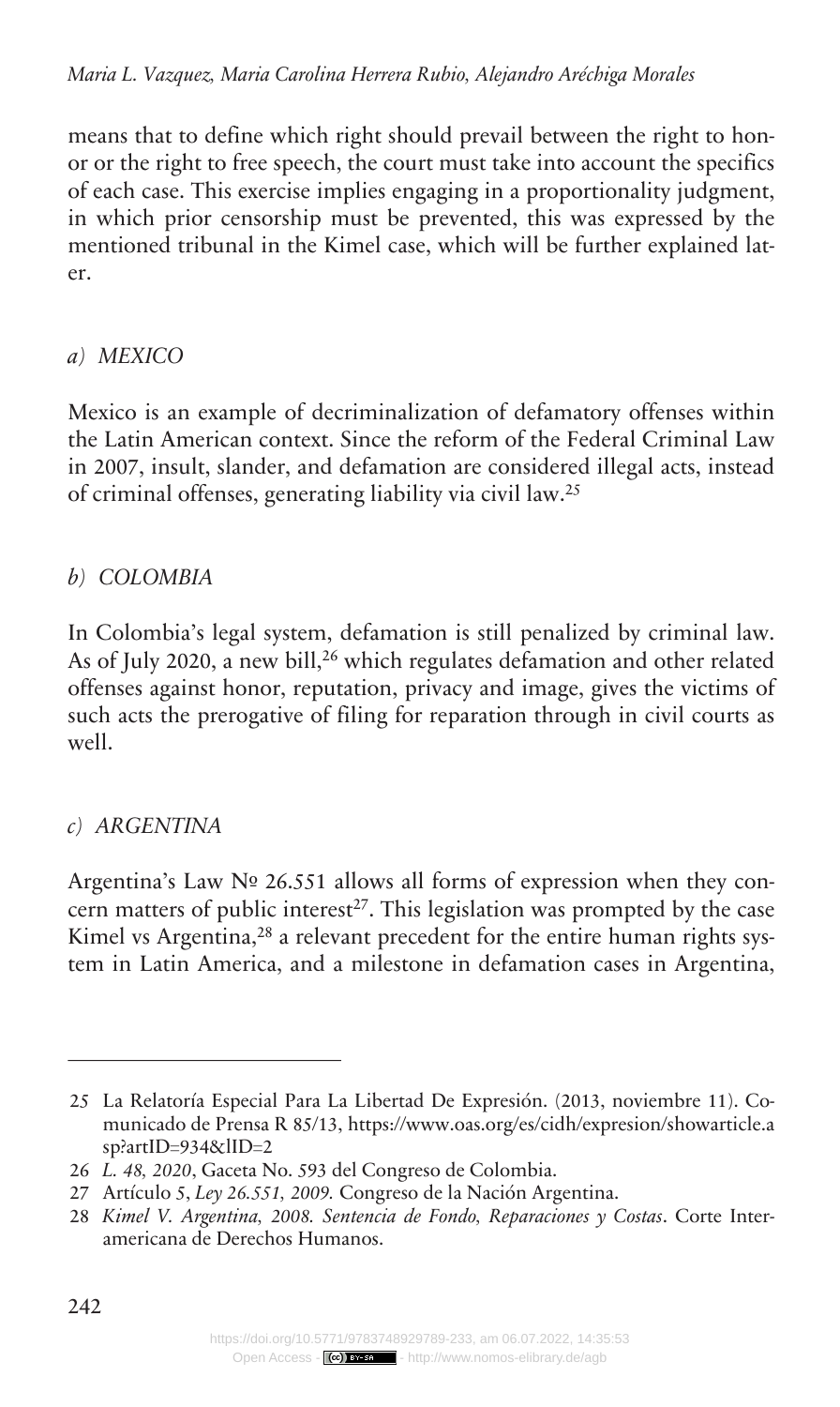means that to define which right should prevail between the right to honor or the right to free speech, the court must take into account the specifics of each case. This exercise implies engaging in a proportionality judgment, in which prior censorship must be prevented, this was expressed by the mentioned tribunal in the Kimel case, which will be further explained later.

### *a) MEXICO*

Mexico is an example of decriminalization of defamatory offenses within the Latin American context. Since the reform of the Federal Criminal Law in 2007, insult, slander, and defamation are considered illegal acts, instead of criminal offenses, generating liability via civil law.[25]

### *b) COLOMBIA*

In Colombia's legal system, defamation is still penalized by criminal law. As of July 2020, a new bill,[26] which regulates defamation and other related offenses against honor, reputation, privacy and image, gives the victims of such acts the prerogative of filing for reparation through in civil courts as well.

### *c) ARGENTINA*

Argentina's Law № 26.551 allows all forms of expression when they concern matters of public interest[27]. This legislation was prompted by the case Kimel vs Argentina,[28] a relevant precedent for the entire human rights system in Latin America, and a milestone in defamation cases in Argentina,

---

[25] La Relatoría Especial Para La Libertad De Expresión. (2013, noviembre 11). Comunicado de Prensa R 85/13, https://www.oas.org/es/cidh/expresion/showarticle.asp?artID=934&lID=2

[26] *L. 48, 2020*, Gaceta No. 593 del Congreso de Colombia.

[27] Artículo 5, *Ley 26.551, 2009.* Congreso de la Nación Argentina.

[28] *Kimel V. Argentina, 2008. Sentencia de Fondo, Reparaciones y Costas*. Corte Interamericana de Derechos Humanos.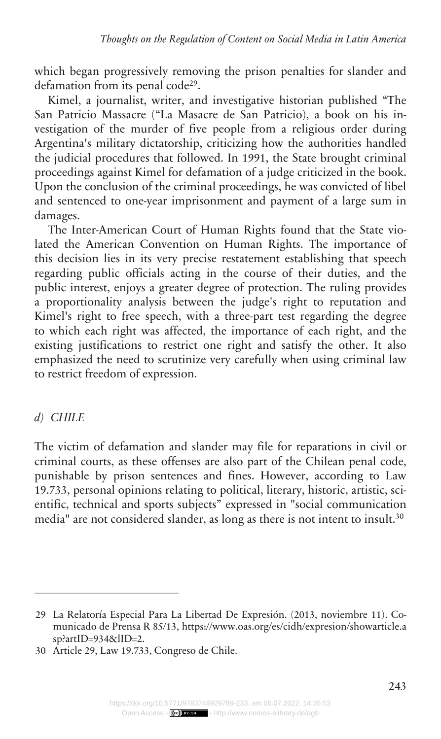which began progressively removing the prison penalties for slander and defamation from its penal code[29].

Kimel, a journalist, writer, and investigative historian published "The San Patricio Massacre ("La Masacre de San Patricio), a book on his investigation of the murder of five people from a religious order during Argentina's military dictatorship, criticizing how the authorities handled the judicial procedures that followed. In 1991, the State brought criminal proceedings against Kimel for defamation of a judge criticized in the book. Upon the conclusion of the criminal proceedings, he was convicted of libel and sentenced to one-year imprisonment and payment of a large sum in damages.

The Inter-American Court of Human Rights found that the State violated the American Convention on Human Rights. The importance of this decision lies in its very precise restatement establishing that speech regarding public officials acting in the course of their duties, and the public interest, enjoys a greater degree of protection. The ruling provides a proportionality analysis between the judge's right to reputation and Kimel's right to free speech, with a three-part test regarding the degree to which each right was affected, the importance of each right, and the existing justifications to restrict one right and satisfy the other. It also emphasized the need to scrutinize very carefully when using criminal law to restrict freedom of expression.

### *d) CHILE*

The victim of defamation and slander may file for reparations in civil or criminal courts, as these offenses are also part of the Chilean penal code, punishable by prison sentences and fines. However, according to Law 19.733, personal opinions relating to political, literary, historic, artistic, scientific, technical and sports subjects" expressed in "social communication media" are not considered slander, as long as there is not intent to insult.[30]

---

29 La Relatoría Especial Para La Libertad De Expresión. (2013, noviembre 11). Comunicado de Prensa R 85/13, https://www.oas.org/es/cidh/expresion/showarticle.asp?artID=934&lID=2.

30 Article 29, Law 19.733, Congreso de Chile.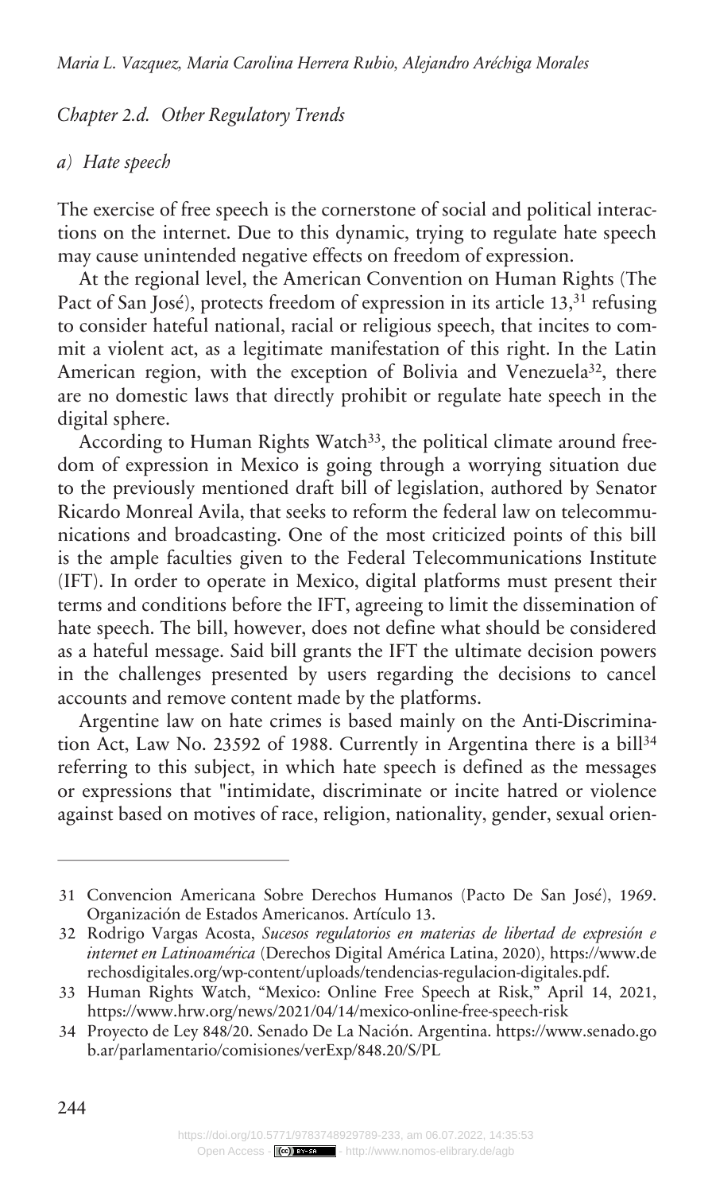*Chapter 2.d. Other Regulatory Trends*

*a) Hate speech*

The exercise of free speech is the cornerstone of social and political interactions on the internet. Due to this dynamic, trying to regulate hate speech may cause unintended negative effects on freedom of expression.

At the regional level, the American Convention on Human Rights (The Pact of San José), protects freedom of expression in its article 13,[31] refusing to consider hateful national, racial or religious speech, that incites to commit a violent act, as a legitimate manifestation of this right. In the Latin American region, with the exception of Bolivia and Venezuela[32], there are no domestic laws that directly prohibit or regulate hate speech in the digital sphere.

According to Human Rights Watch[33], the political climate around freedom of expression in Mexico is going through a worrying situation due to the previously mentioned draft bill of legislation, authored by Senator Ricardo Monreal Avila, that seeks to reform the federal law on telecommunications and broadcasting. One of the most criticized points of this bill is the ample faculties given to the Federal Telecommunications Institute (IFT). In order to operate in Mexico, digital platforms must present their terms and conditions before the IFT, agreeing to limit the dissemination of hate speech. The bill, however, does not define what should be considered as a hateful message. Said bill grants the IFT the ultimate decision powers in the challenges presented by users regarding the decisions to cancel accounts and remove content made by the platforms.

Argentine law on hate crimes is based mainly on the Anti-Discrimination Act, Law No. 23592 of 1988. Currently in Argentina there is a bill[34] referring to this subject, in which hate speech is defined as the messages or expressions that "intimidate, discriminate or incite hatred or violence against based on motives of race, religion, nationality, gender, sexual orien-

---

31 Convencion Americana Sobre Derechos Humanos (Pacto De San José), 1969. Organización de Estados Americanos. Artículo 13.

32 Rodrigo Vargas Acosta, *Sucesos regulatorios en materias de libertad de expresión e internet en Latinoamérica* (Derechos Digital América Latina, 2020), https://www.derechosdigitales.org/wp-content/uploads/tendencias-regulacion-digitales.pdf.

33 Human Rights Watch, "Mexico: Online Free Speech at Risk," April 14, 2021, https://www.hrw.org/news/2021/04/14/mexico-online-free-speech-risk

34 Proyecto de Ley 848/20. Senado De La Nación. Argentina. https://www.senado.gob.ar/parlamentario/comisiones/verExp/848.20/S/PL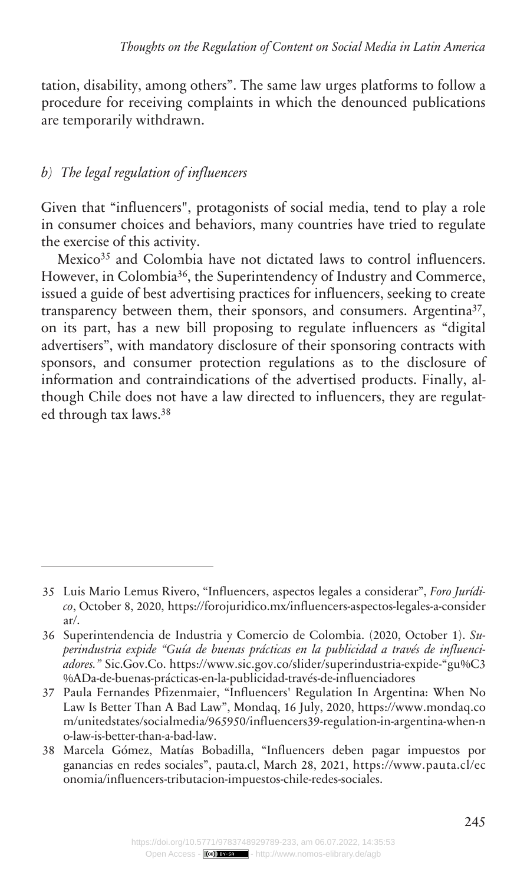tation, disability, among others". The same law urges platforms to follow a procedure for receiving complaints in which the denounced publications are temporarily withdrawn.

### *b) The legal regulation of influencers*

Given that "influencers", protagonists of social media, tend to play a role in consumer choices and behaviors, many countries have tried to regulate the exercise of this activity.

Mexico[35] and Colombia have not dictated laws to control influencers. However, in Colombia[36], the Superintendency of Industry and Commerce, issued a guide of best advertising practices for influencers, seeking to create transparency between them, their sponsors, and consumers. Argentina[37], on its part, has a new bill proposing to regulate influencers as "digital advertisers", with mandatory disclosure of their sponsoring contracts with sponsors, and consumer protection regulations as to the disclosure of information and contraindications of the advertised products. Finally, although Chile does not have a law directed to influencers, they are regulated through tax laws.[38]

---

35 Luis Mario Lemus Rivero, "Influencers, aspectos legales a considerar", *Foro Jurídico*, October 8, 2020, https://forojuridico.mx/influencers-aspectos-legales-a-considerar/.

36 Superintendencia de Industria y Comercio de Colombia. (2020, October 1). *Superindustria expide "Guía de buenas prácticas en la publicidad a través de influenciadores."* Sic.Gov.Co. https://www.sic.gov.co/slider/superindustria-expide-"gu%C3%ADa-de-buenas-prácticas-en-la-publicidad-través-de-influenciadores

37 Paula Fernandes Pfizenmaier, "Influencers' Regulation In Argentina: When No Law Is Better Than A Bad Law", Mondaq, 16 July, 2020, https://www.mondaq.com/unitedstates/socialmedia/965950/influencers39-regulation-in-argentina-when-no-law-is-better-than-a-bad-law.

38 Marcela Gómez, Matías Bobadilla, "Influencers deben pagar impuestos por ganancias en redes sociales", pauta.cl, March 28, 2021, https://www.pauta.cl/economia/influencers-tributacion-impuestos-chile-redes-sociales.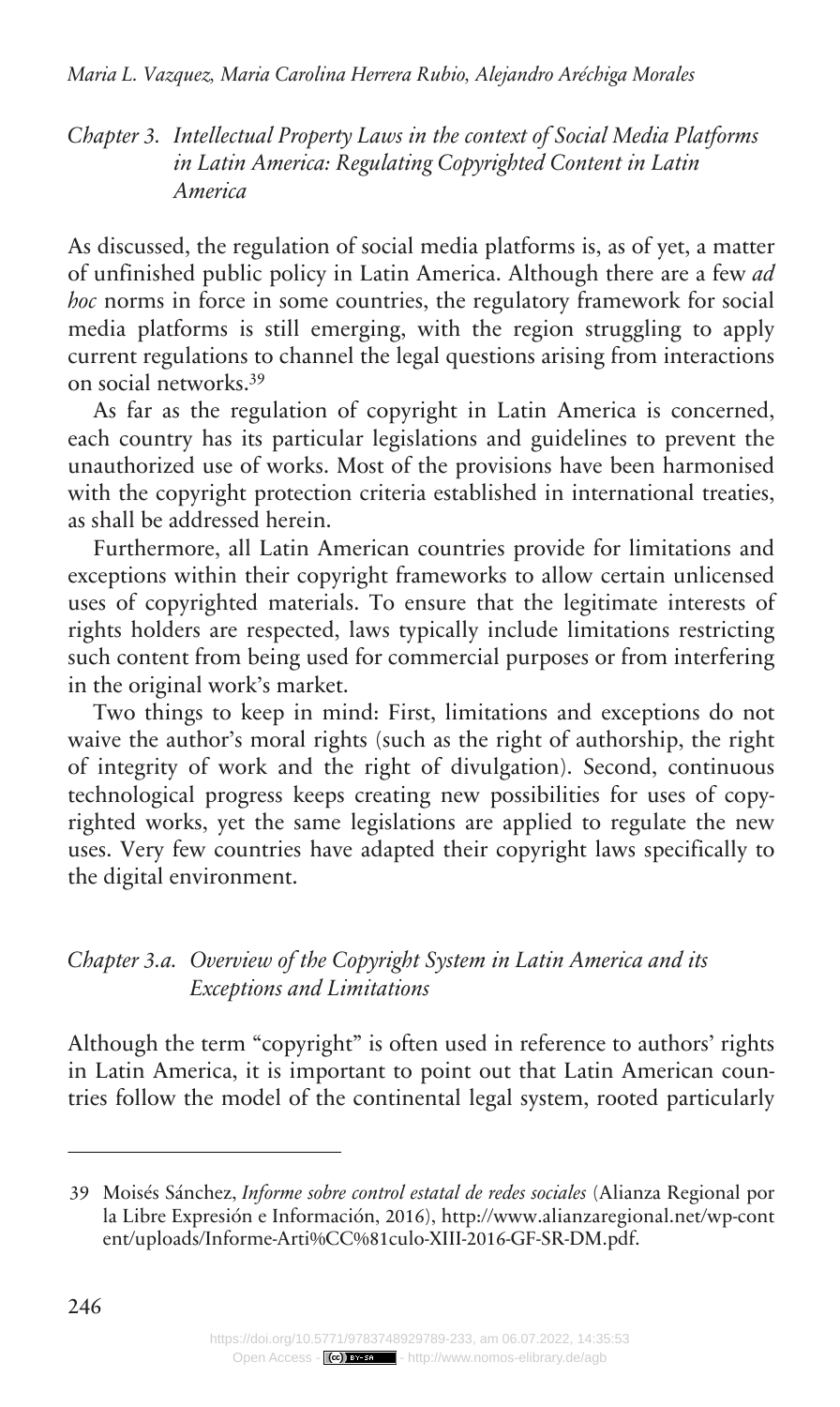## *Chapter 3. Intellectual Property Laws in the context of Social Media Platforms in Latin America: Regulating Copyrighted Content in Latin America*

As discussed, the regulation of social media platforms is, as of yet, a matter of unfinished public policy in Latin America. Although there are a few *ad hoc* norms in force in some countries, the regulatory framework for social media platforms is still emerging, with the region struggling to apply current regulations to channel the legal questions arising from interactions on social networks.[39]

As far as the regulation of copyright in Latin America is concerned, each country has its particular legislations and guidelines to prevent the unauthorized use of works. Most of the provisions have been harmonised with the copyright protection criteria established in international treaties, as shall be addressed herein.

Furthermore, all Latin American countries provide for limitations and exceptions within their copyright frameworks to allow certain unlicensed uses of copyrighted materials. To ensure that the legitimate interests of rights holders are respected, laws typically include limitations restricting such content from being used for commercial purposes or from interfering in the original work's market.

Two things to keep in mind: First, limitations and exceptions do not waive the author's moral rights (such as the right of authorship, the right of integrity of work and the right of divulgation). Second, continuous technological progress keeps creating new possibilities for uses of copyrighted works, yet the same legislations are applied to regulate the new uses. Very few countries have adapted their copyright laws specifically to the digital environment.

### *Chapter 3.a. Overview of the Copyright System in Latin America and its Exceptions and Limitations*

Although the term "copyright" is often used in reference to authors' rights in Latin America, it is important to point out that Latin American countries follow the model of the continental legal system, rooted particularly

---

39 Moisés Sánchez, *Informe sobre control estatal de redes sociales* (Alianza Regional por la Libre Expresión e Información, 2016), http://www.alianzaregional.net/wp-content/uploads/Informe-Arti%CC%81culo-XIII-2016-GF-SR-DM.pdf.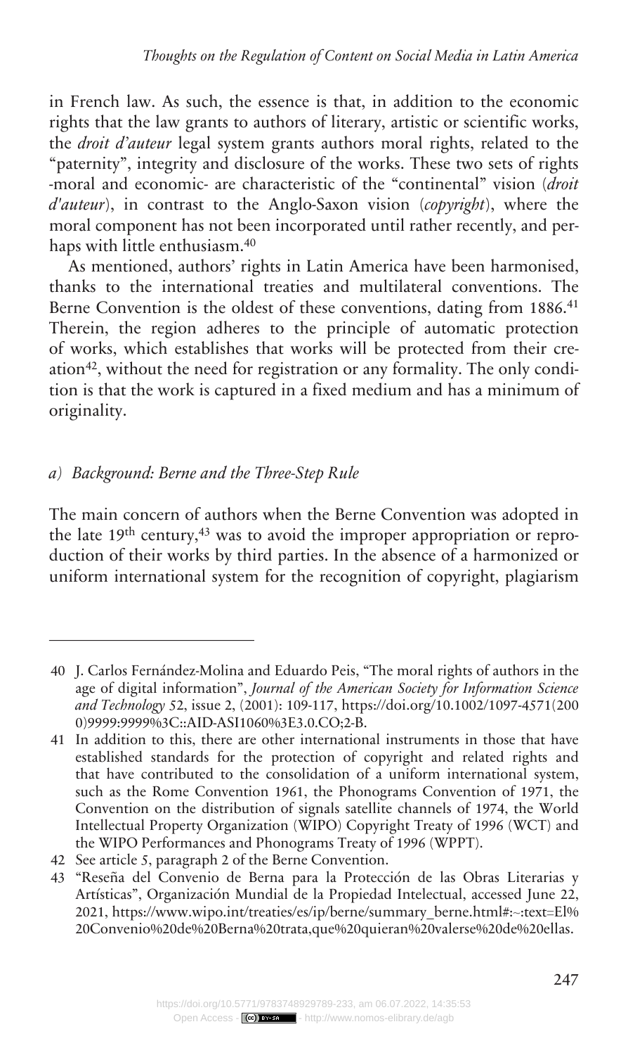in French law. As such, the essence is that, in addition to the economic rights that the law grants to authors of literary, artistic or scientific works, the *droit d'auteur* legal system grants authors moral rights, related to the "paternity", integrity and disclosure of the works. These two sets of rights -moral and economic- are characteristic of the "continental" vision (*droit d'auteur*), in contrast to the Anglo-Saxon vision (*copyright*), where the moral component has not been incorporated until rather recently, and perhaps with little enthusiasm.[40]

As mentioned, authors' rights in Latin America have been harmonised, thanks to the international treaties and multilateral conventions. The Berne Convention is the oldest of these conventions, dating from 1886.[41] Therein, the region adheres to the principle of automatic protection of works, which establishes that works will be protected from their creation[42], without the need for registration or any formality. The only condition is that the work is captured in a fixed medium and has a minimum of originality.

### *a) Background: Berne and the Three-Step Rule*

The main concern of authors when the Berne Convention was adopted in the late 19th century,[43] was to avoid the improper appropriation or reproduction of their works by third parties. In the absence of a harmonized or uniform international system for the recognition of copyright, plagiarism

---

40 J. Carlos Fernández-Molina and Eduardo Peis, "The moral rights of authors in the age of digital information", *Journal of the American Society for Information Science and Technology* 52, issue 2, (2001): 109-117, https://doi.org/10.1002/1097-4571(2000)9999:9999%3C::AID-ASI1060%3E3.0.CO;2-B.

41 In addition to this, there are other international instruments in those that have established standards for the protection of copyright and related rights and that have contributed to the consolidation of a uniform international system, such as the Rome Convention 1961, the Phonograms Convention of 1971, the Convention on the distribution of signals satellite channels of 1974, the World Intellectual Property Organization (WIPO) Copyright Treaty of 1996 (WCT) and the WIPO Performances and Phonograms Treaty of 1996 (WPPT).

42 See article 5, paragraph 2 of the Berne Convention.

43 "Reseña del Convenio de Berna para la Protección de las Obras Literarias y Artísticas", Organización Mundial de la Propiedad Intelectual, accessed June 22, 2021, https://www.wipo.int/treaties/es/ip/berne/summary_berne.html#:~:text=El%20Convenio%20de%20Berna%20trata,que%20quieran%20valerse%20de%20ellas.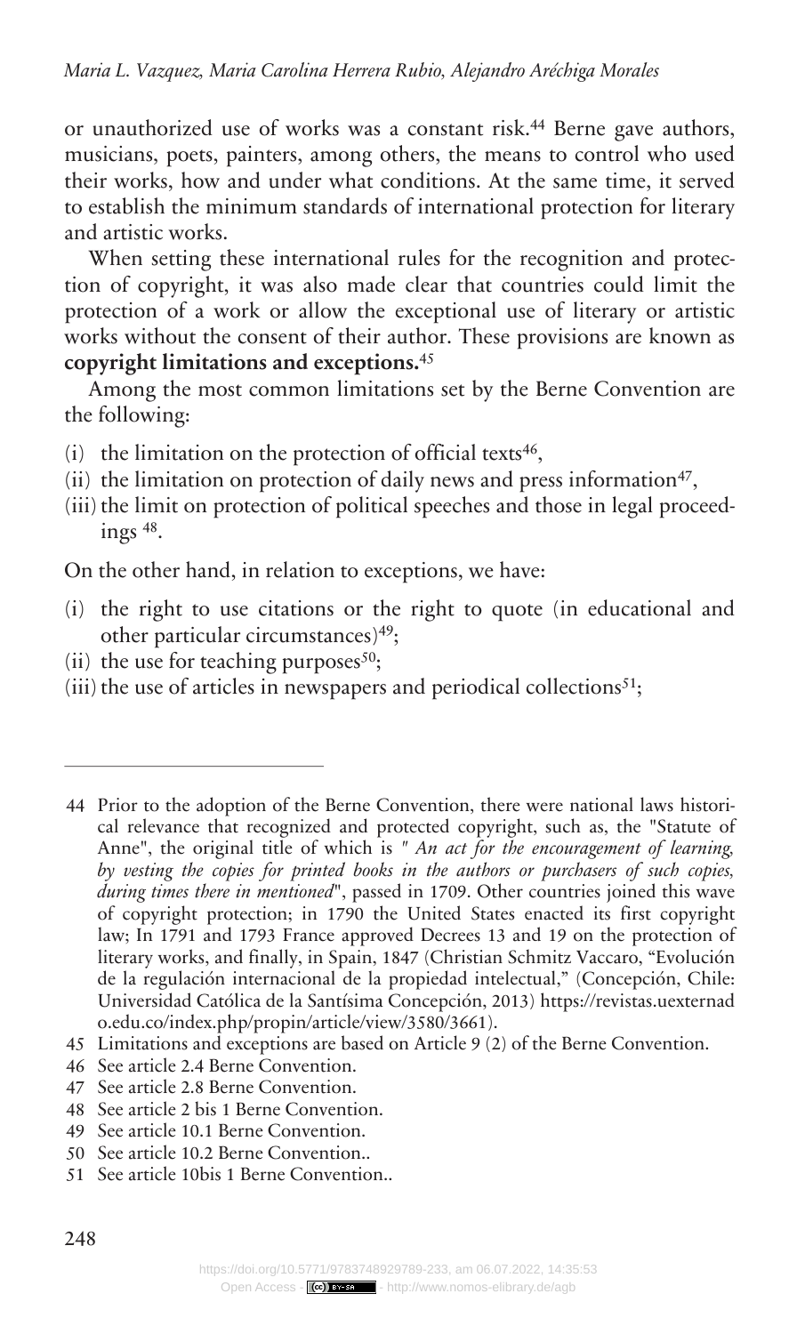or unauthorized use of works was a constant risk.[44] Berne gave authors, musicians, poets, painters, among others, the means to control who used their works, how and under what conditions. At the same time, it served to establish the minimum standards of international protection for literary and artistic works.

When setting these international rules for the recognition and protection of copyright, it was also made clear that countries could limit the protection of a work or allow the exceptional use of literary or artistic works without the consent of their author. These provisions are known as **copyright limitations and exceptions.**[45]

Among the most common limitations set by the Berne Convention are the following:

(i) the limitation on the protection of official texts[46],
(ii) the limitation on protection of daily news and press information[47],
(iii) the limit on protection of political speeches and those in legal proceedings [48].

On the other hand, in relation to exceptions, we have:

(i) the right to use citations or the right to quote (in educational and other particular circumstances)[49];
(ii) the use for teaching purposes[50];
(iii) the use of articles in newspapers and periodical collections[51];

---

44 Prior to the adoption of the Berne Convention, there were national laws historical relevance that recognized and protected copyright, such as, the "Statute of Anne", the original title of which is *" An act for the encouragement of learning, by vesting the copies for printed books in the authors or purchasers of such copies, during times there in mentioned*", passed in 1709. Other countries joined this wave of copyright protection; in 1790 the United States enacted its first copyright law; In 1791 and 1793 France approved Decrees 13 and 19 on the protection of literary works, and finally, in Spain, 1847 (Christian Schmitz Vaccaro, "Evolución de la regulación internacional de la propiedad intelectual," (Concepción, Chile: Universidad Católica de la Santísima Concepción, 2013) https://revistas.uexternado.edu.co/index.php/propin/article/view/3580/3661).

45 Limitations and exceptions are based on Article 9 (2) of the Berne Convention.

46 See article 2.4 Berne Convention.

47 See article 2.8 Berne Convention.

48 See article 2 bis 1 Berne Convention.

49 See article 10.1 Berne Convention.

50 See article 10.2 Berne Convention..

51 See article 10bis 1 Berne Convention..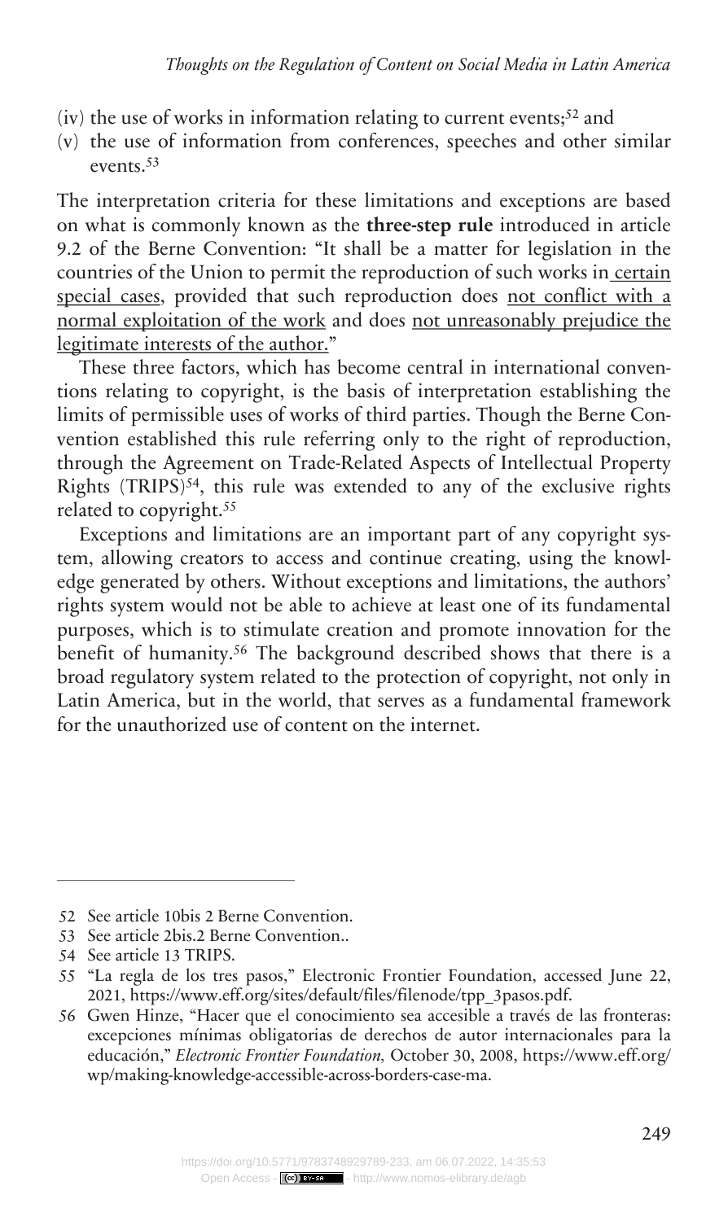(iv) the use of works in information relating to current events;[52] and
(v) the use of information from conferences, speeches and other similar events.[53]

The interpretation criteria for these limitations and exceptions are based on what is commonly known as the **three-step rule** introduced in article 9.2 of the Berne Convention: "It shall be a matter for legislation in the countries of the Union to permit the reproduction of such works in certain special cases, provided that such reproduction does not conflict with a normal exploitation of the work and does not unreasonably prejudice the legitimate interests of the author."

These three factors, which has become central in international conventions relating to copyright, is the basis of interpretation establishing the limits of permissible uses of works of third parties. Though the Berne Convention established this rule referring only to the right of reproduction, through the Agreement on Trade-Related Aspects of Intellectual Property Rights (TRIPS)[54], this rule was extended to any of the exclusive rights related to copyright.[55]

Exceptions and limitations are an important part of any copyright system, allowing creators to access and continue creating, using the knowledge generated by others. Without exceptions and limitations, the authors' rights system would not be able to achieve at least one of its fundamental purposes, which is to stimulate creation and promote innovation for the benefit of humanity.[56] The background described shows that there is a broad regulatory system related to the protection of copyright, not only in Latin America, but in the world, that serves as a fundamental framework for the unauthorized use of content on the internet.

---

52 See article 10bis 2 Berne Convention.

53 See article 2bis.2 Berne Convention..

54 See article 13 TRIPS.

55 "La regla de los tres pasos," Electronic Frontier Foundation, accessed June 22, 2021, https://www.eff.org/sites/default/files/filenode/tpp_3pasos.pdf.

56 Gwen Hinze, "Hacer que el conocimiento sea accesible a través de las fronteras: excepciones mínimas obligatorias de derechos de autor internacionales para la educación," *Electronic Frontier Foundation*, October 30, 2008, https://www.eff.org/wp/making-knowledge-accessible-across-borders-case-ma.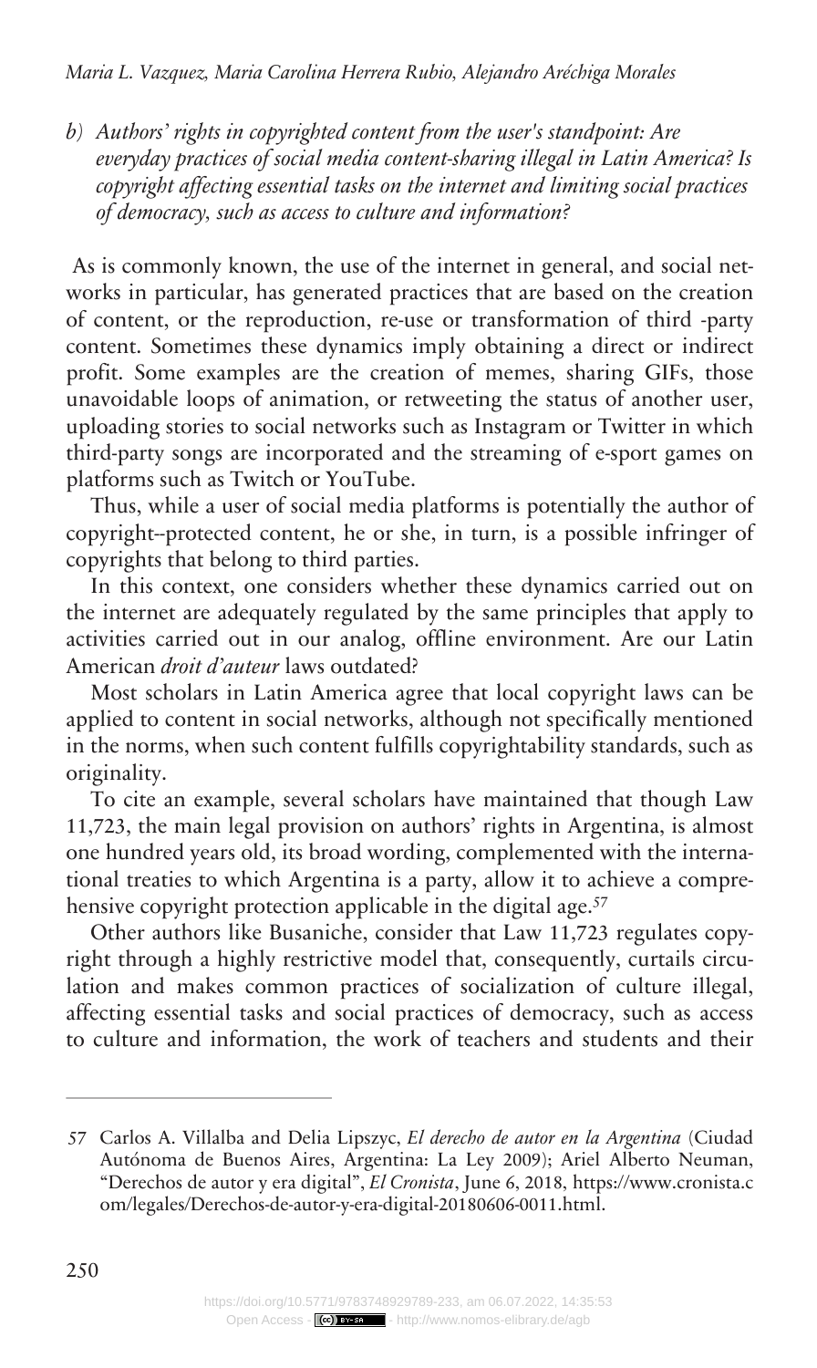*b) Authors' rights in copyrighted content from the user's standpoint: Are everyday practices of social media content-sharing illegal in Latin America? Is copyright affecting essential tasks on the internet and limiting social practices of democracy, such as access to culture and information?*

As is commonly known, the use of the internet in general, and social networks in particular, has generated practices that are based on the creation of content, or the reproduction, re-use or transformation of third -party content. Sometimes these dynamics imply obtaining a direct or indirect profit. Some examples are the creation of memes, sharing GIFs, those unavoidable loops of animation, or retweeting the status of another user, uploading stories to social networks such as Instagram or Twitter in which third-party songs are incorporated and the streaming of e-sport games on platforms such as Twitch or YouTube.

Thus, while a user of social media platforms is potentially the author of copyright--protected content, he or she, in turn, is a possible infringer of copyrights that belong to third parties.

In this context, one considers whether these dynamics carried out on the internet are adequately regulated by the same principles that apply to activities carried out in our analog, offline environment. Are our Latin American *droit d'auteur* laws outdated?

Most scholars in Latin America agree that local copyright laws can be applied to content in social networks, although not specifically mentioned in the norms, when such content fulfills copyrightability standards, such as originality.

To cite an example, several scholars have maintained that though Law 11,723, the main legal provision on authors' rights in Argentina, is almost one hundred years old, its broad wording, complemented with the international treaties to which Argentina is a party, allow it to achieve a comprehensive copyright protection applicable in the digital age.[57]

Other authors like Busaniche, consider that Law 11,723 regulates copyright through a highly restrictive model that, consequently, curtails circulation and makes common practices of socialization of culture illegal, affecting essential tasks and social practices of democracy, such as access to culture and information, the work of teachers and students and their

---

57 Carlos A. Villalba and Delia Lipszyc, *El derecho de autor en la Argentina* (Ciudad Autónoma de Buenos Aires, Argentina: La Ley 2009); Ariel Alberto Neuman, "Derechos de autor y era digital", *El Cronista*, June 6, 2018, https://www.cronista.com/legales/Derechos-de-autor-y-era-digital-20180606-0011.html.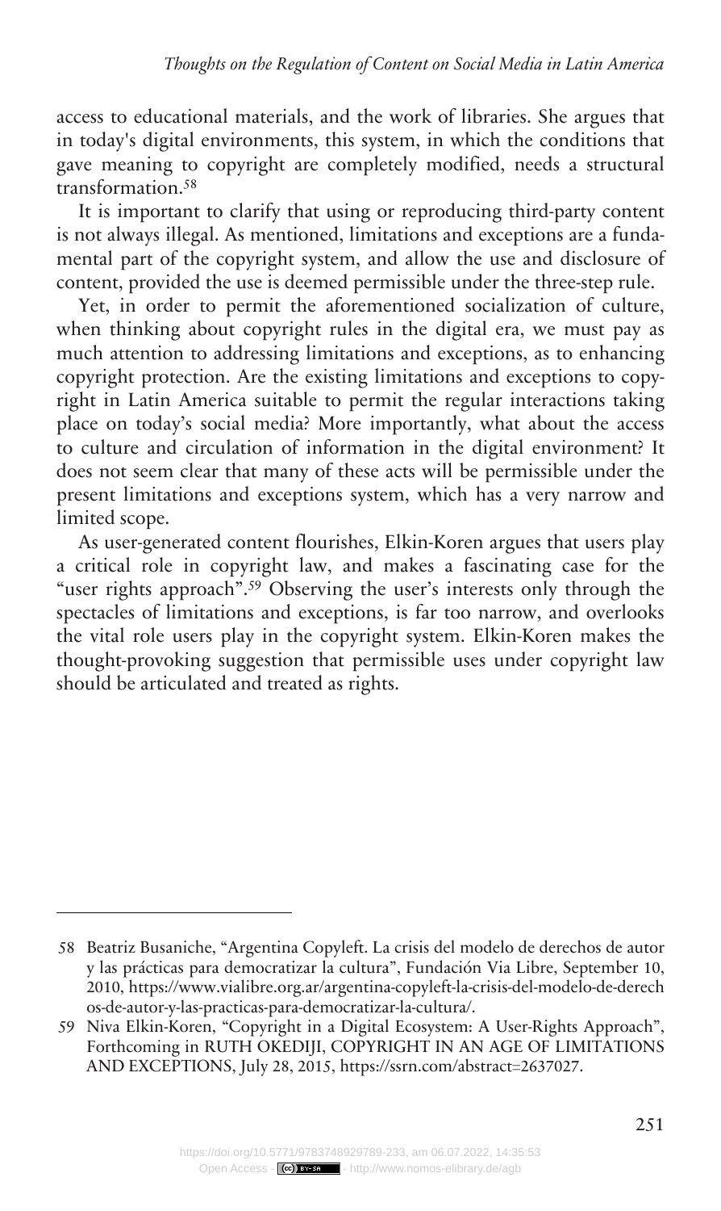access to educational materials, and the work of libraries. She argues that in today's digital environments, this system, in which the conditions that gave meaning to copyright are completely modified, needs a structural transformation.[58]

It is important to clarify that using or reproducing third-party content is not always illegal. As mentioned, limitations and exceptions are a fundamental part of the copyright system, and allow the use and disclosure of content, provided the use is deemed permissible under the three-step rule.

Yet, in order to permit the aforementioned socialization of culture, when thinking about copyright rules in the digital era, we must pay as much attention to addressing limitations and exceptions, as to enhancing copyright protection. Are the existing limitations and exceptions to copyright in Latin America suitable to permit the regular interactions taking place on today's social media? More importantly, what about the access to culture and circulation of information in the digital environment? It does not seem clear that many of these acts will be permissible under the present limitations and exceptions system, which has a very narrow and limited scope.

As user-generated content flourishes, Elkin-Koren argues that users play a critical role in copyright law, and makes a fascinating case for the "user rights approach".[59] Observing the user's interests only through the spectacles of limitations and exceptions, is far too narrow, and overlooks the vital role users play in the copyright system. Elkin-Koren makes the thought-provoking suggestion that permissible uses under copyright law should be articulated and treated as rights.

---

58 Beatriz Busaniche, "Argentina Copyleft. La crisis del modelo de derechos de autor y las prácticas para democratizar la cultura", Fundación Via Libre, September 10, 2010, https://www.vialibre.org.ar/argentina-copyleft-la-crisis-del-modelo-de-derechos-de-autor-y-las-practicas-para-democratizar-la-cultura/.

59 Niva Elkin-Koren, "Copyright in a Digital Ecosystem: A User-Rights Approach", Forthcoming in RUTH OKEDIJI, COPYRIGHT IN AN AGE OF LIMITATIONS AND EXCEPTIONS, July 28, 2015, https://ssrn.com/abstract=2637027.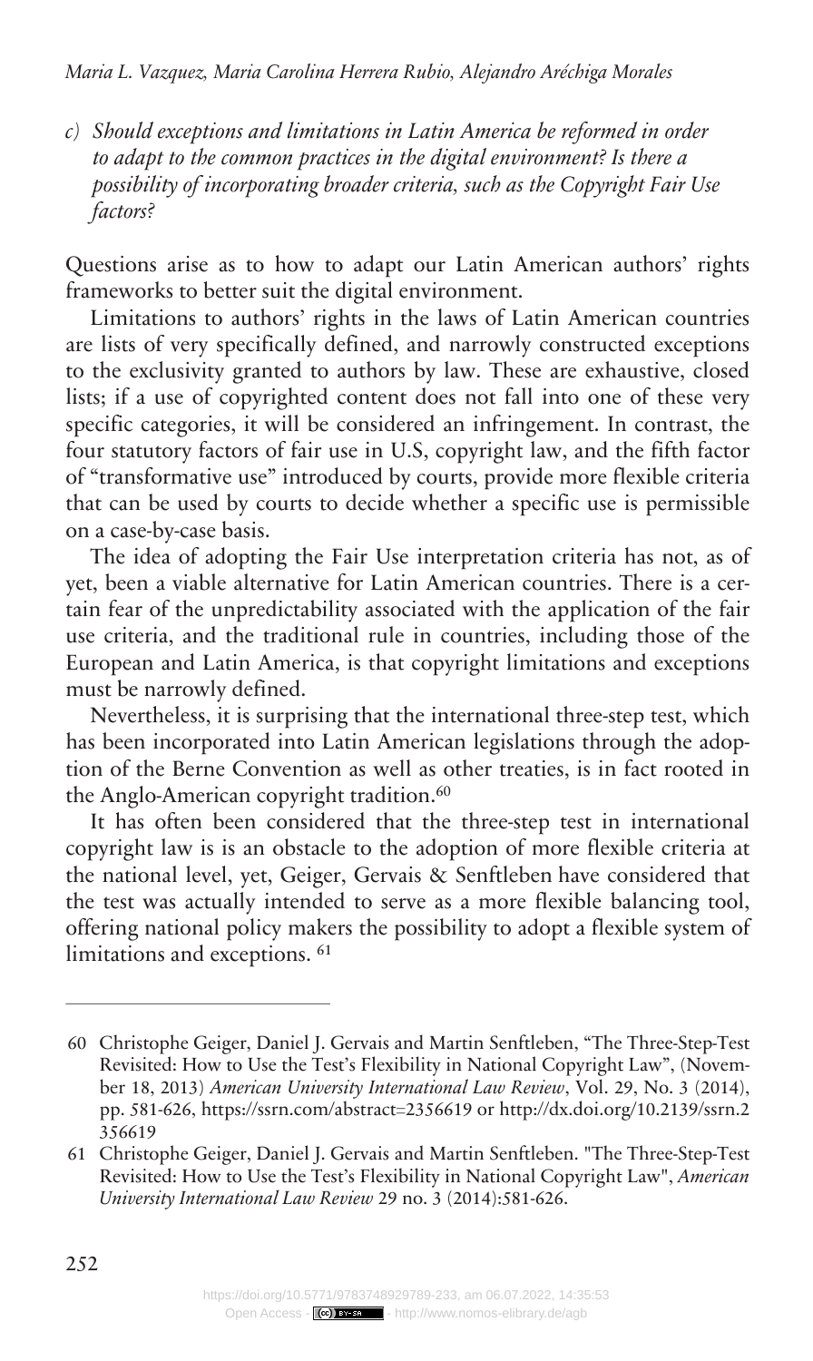*c) Should exceptions and limitations in Latin America be reformed in order to adapt to the common practices in the digital environment? Is there a possibility of incorporating broader criteria, such as the Copyright Fair Use factors?*

Questions arise as to how to adapt our Latin American authors' rights frameworks to better suit the digital environment.

Limitations to authors' rights in the laws of Latin American countries are lists of very specifically defined, and narrowly constructed exceptions to the exclusivity granted to authors by law. These are exhaustive, closed lists; if a use of copyrighted content does not fall into one of these very specific categories, it will be considered an infringement. In contrast, the four statutory factors of fair use in U.S, copyright law, and the fifth factor of "transformative use" introduced by courts, provide more flexible criteria that can be used by courts to decide whether a specific use is permissible on a case-by-case basis.

The idea of adopting the Fair Use interpretation criteria has not, as of yet, been a viable alternative for Latin American countries. There is a certain fear of the unpredictability associated with the application of the fair use criteria, and the traditional rule in countries, including those of the European and Latin America, is that copyright limitations and exceptions must be narrowly defined.

Nevertheless, it is surprising that the international three-step test, which has been incorporated into Latin American legislations through the adoption of the Berne Convention as well as other treaties, is in fact rooted in the Anglo-American copyright tradition.[60]

It has often been considered that the three-step test in international copyright law is is an obstacle to the adoption of more flexible criteria at the national level, yet, Geiger, Gervais & Senftleben have considered that the test was actually intended to serve as a more flexible balancing tool, offering national policy makers the possibility to adopt a flexible system of limitations and exceptions. [61]

---

60 Christophe Geiger, Daniel J. Gervais and Martin Senftleben, "The Three-Step-Test Revisited: How to Use the Test's Flexibility in National Copyright Law", (November 18, 2013) *American University International Law Review*, Vol. 29, No. 3 (2014), pp. 581-626, https://ssrn.com/abstract=2356619 or http://dx.doi.org/10.2139/ssrn.2356619

61 Christophe Geiger, Daniel J. Gervais and Martin Senftleben. "The Three-Step-Test Revisited: How to Use the Test's Flexibility in National Copyright Law", *American University International Law Review* 29 no. 3 (2014):581-626.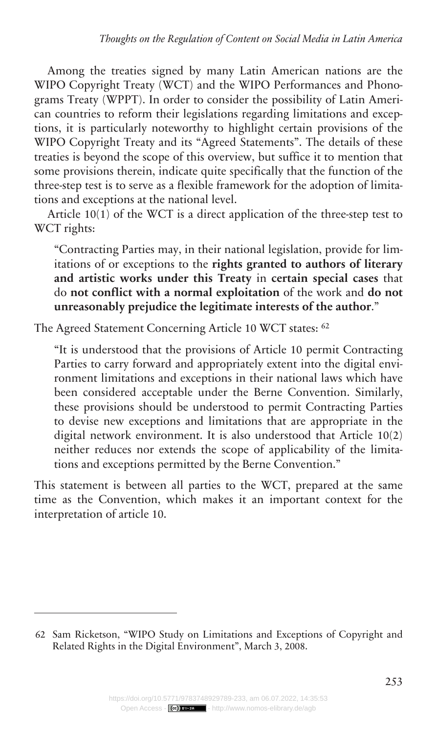Among the treaties signed by many Latin American nations are the WIPO Copyright Treaty (WCT) and the WIPO Performances and Phonograms Treaty (WPPT). In order to consider the possibility of Latin American countries to reform their legislations regarding limitations and exceptions, it is particularly noteworthy to highlight certain provisions of the WIPO Copyright Treaty and its "Agreed Statements". The details of these treaties is beyond the scope of this overview, but suffice it to mention that some provisions therein, indicate quite specifically that the function of the three-step test is to serve as a flexible framework for the adoption of limitations and exceptions at the national level.

Article 10(1) of the WCT is a direct application of the three-step test to WCT rights:

> "Contracting Parties may, in their national legislation, provide for limitations of or exceptions to the **rights granted to authors of literary and artistic works under this Treaty** in **certain special cases** that do **not conflict with a normal exploitation** of the work and **do not unreasonably prejudice the legitimate interests of the author**."

The Agreed Statement Concerning Article 10 WCT states: [62]

> "It is understood that the provisions of Article 10 permit Contracting Parties to carry forward and appropriately extent into the digital environment limitations and exceptions in their national laws which have been considered acceptable under the Berne Convention. Similarly, these provisions should be understood to permit Contracting Parties to devise new exceptions and limitations that are appropriate in the digital network environment. It is also understood that Article 10(2) neither reduces nor extends the scope of applicability of the limitations and exceptions permitted by the Berne Convention."

This statement is between all parties to the WCT, prepared at the same time as the Convention, which makes it an important context for the interpretation of article 10.

---

62 Sam Ricketson, "WIPO Study on Limitations and Exceptions of Copyright and Related Rights in the Digital Environment", March 3, 2008.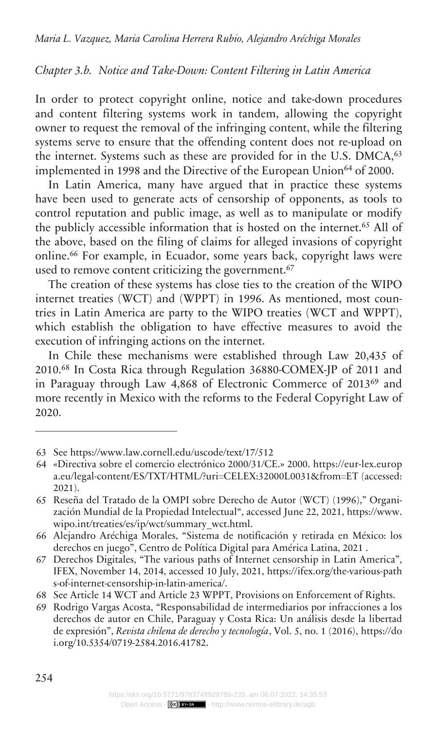## Chapter 3.b. Notice and Take-Down: Content Filtering in Latin America

In order to protect copyright online, notice and take-down procedures and content filtering systems work in tandem, allowing the copyright owner to request the removal of the infringing content, while the filtering systems serve to ensure that the offending content does not re-upload on the internet. Systems such as these are provided for in the U.S. DMCA,[63] implemented in 1998 and the Directive of the European Union[64] of 2000.

In Latin America, many have argued that in practice these systems have been used to generate acts of censorship of opponents, as tools to control reputation and public image, as well as to manipulate or modify the publicly accessible information that is hosted on the internet.[65] All of the above, based on the filing of claims for alleged invasions of copyright online.[66] For example, in Ecuador, some years back, copyright laws were used to remove content criticizing the government.[67]

The creation of these systems has close ties to the creation of the WIPO internet treaties (WCT) and (WPPT) in 1996. As mentioned, most countries in Latin America are party to the WIPO treaties (WCT and WPPT), which establish the obligation to have effective measures to avoid the execution of infringing actions on the internet.

In Chile these mechanisms were established through Law 20,435 of 2010.[68] In Costa Rica through Regulation 36880-COMEX-JP of 2011 and in Paraguay through Law 4,868 of Electronic Commerce of 2013[69] and more recently in Mexico with the reforms to the Federal Copyright Law of 2020.

---

63 See https://www.law.cornell.edu/uscode/text/17/512

64 «Directiva sobre el comercio electrónico 2000/31/CE.» 2000. https://eur-lex.europa.eu/legal-content/ES/TXT/HTML/?uri=CELEX:32000L0031&from=ET (accessed: 2021).

65 Reseña del Tratado de la OMPI sobre Derecho de Autor (WCT) (1996)," Organización Mundial de la Propiedad Intelectual", accessed June 22, 2021, https://www.wipo.int/treaties/es/ip/wct/summary_wct.html.

66 Alejandro Aréchiga Morales, "Sistema de notificación y retirada en México: los derechos en juego", Centro de Política Digital para América Latina, 2021 .

67 Derechos Digitales, "The various paths of Internet censorship in Latin America", IFEX, November 14, 2014, accessed 10 July, 2021, https://ifex.org/the-various-paths-of-internet-censorship-in-latin-america/.

68 See Article 14 WCT and Article 23 WPPT, Provisions on Enforcement of Rights.

69 Rodrigo Vargas Acosta, "Responsabilidad de intermediarios por infracciones a los derechos de autor en Chile, Paraguay y Costa Rica: Un análisis desde la libertad de expresión", *Revista chilena de derecho y tecnología*, Vol. 5, no. 1 (2016), https://doi.org/10.5354/0719-2584.2016.41782.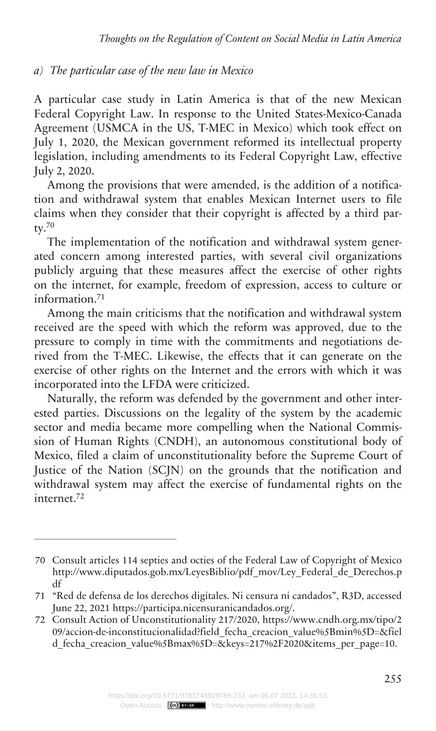### *a) The particular case of the new law in Mexico*

A particular case study in Latin America is that of the new Mexican Federal Copyright Law. In response to the United States-Mexico-Canada Agreement (USMCA in the US, T-MEC in Mexico) which took effect on July 1, 2020, the Mexican government reformed its intellectual property legislation, including amendments to its Federal Copyright Law, effective July 2, 2020.

Among the provisions that were amended, is the addition of a notification and withdrawal system that enables Mexican Internet users to file claims when they consider that their copyright is affected by a third party.[70]

The implementation of the notification and withdrawal system generated concern among interested parties, with several civil organizations publicly arguing that these measures affect the exercise of other rights on the internet, for example, freedom of expression, access to culture or information.[71]

Among the main criticisms that the notification and withdrawal system received are the speed with which the reform was approved, due to the pressure to comply in time with the commitments and negotiations derived from the T-MEC. Likewise, the effects that it can generate on the exercise of other rights on the Internet and the errors with which it was incorporated into the LFDA were criticized.

Naturally, the reform was defended by the government and other interested parties. Discussions on the legality of the system by the academic sector and media became more compelling when the National Commission of Human Rights (CNDH), an autonomous constitutional body of Mexico, filed a claim of unconstitutionality before the Supreme Court of Justice of the Nation (SCJN) on the grounds that the notification and withdrawal system may affect the exercise of fundamental rights on the internet.[72]

---

70 Consult articles 114 septies and octies of the Federal Law of Copyright of Mexico http://www.diputados.gob.mx/LeyesBiblio/pdf_mov/Ley_Federal_de_Derechos.pdf

71 "Red de defensa de los derechos digitales. Ni censura ni candados", R3D, accessed June 22, 2021 https://participa.nicensuranicandados.org/.

72 Consult Action of Unconstitutionality 217/2020, https://www.cndh.org.mx/tipo/209/accion-de-inconstitucionalidad?field_fecha_creacion_value%5Bmin%5D=&field_fecha_creacion_value%5Bmax%5D=&keys=217%2F2020&items_per_page=10.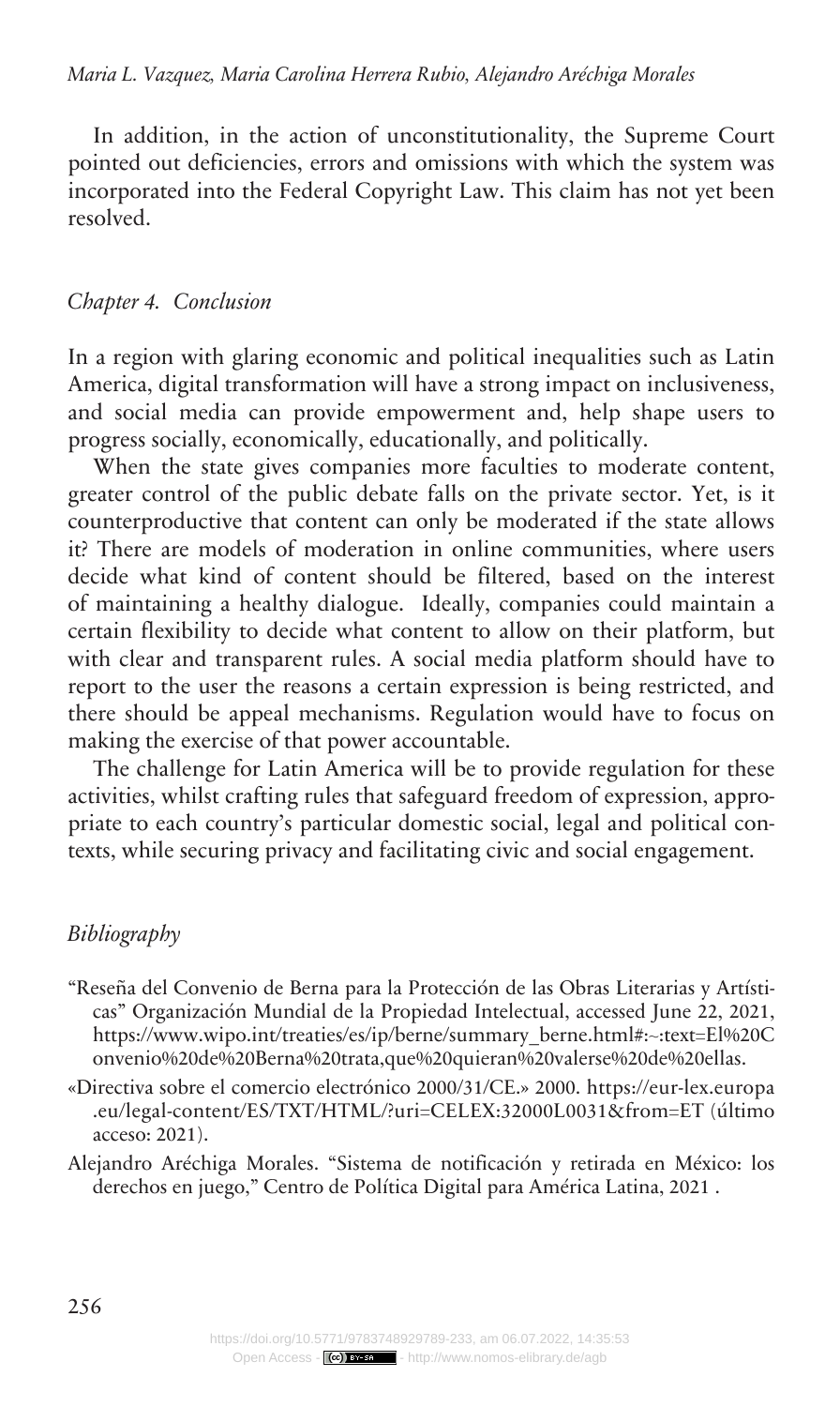In addition, in the action of unconstitutionality, the Supreme Court pointed out deficiencies, errors and omissions with which the system was incorporated into the Federal Copyright Law. This claim has not yet been resolved.

## *Chapter 4. Conclusion*

In a region with glaring economic and political inequalities such as Latin America, digital transformation will have a strong impact on inclusiveness, and social media can provide empowerment and, help shape users to progress socially, economically, educationally, and politically.

When the state gives companies more faculties to moderate content, greater control of the public debate falls on the private sector. Yet, is it counterproductive that content can only be moderated if the state allows it? There are models of moderation in online communities, where users decide what kind of content should be filtered, based on the interest of maintaining a healthy dialogue. Ideally, companies could maintain a certain flexibility to decide what content to allow on their platform, but with clear and transparent rules. A social media platform should have to report to the user the reasons a certain expression is being restricted, and there should be appeal mechanisms. Regulation would have to focus on making the exercise of that power accountable.

The challenge for Latin America will be to provide regulation for these activities, whilst crafting rules that safeguard freedom of expression, appropriate to each country's particular domestic social, legal and political contexts, while securing privacy and facilitating civic and social engagement.

## *Bibliography*

"Reseña del Convenio de Berna para la Protección de las Obras Literarias y Artísticas" Organización Mundial de la Propiedad Intelectual, accessed June 22, 2021, https://www.wipo.int/treaties/es/ip/berne/summary_berne.html#:~:text=El%20Convenio%20de%20Berna%20trata,que%20quieran%20valerse%20de%20ellas.

«Directiva sobre el comercio electrónico 2000/31/CE.» 2000. https://eur-lex.europa.eu/legal-content/ES/TXT/HTML/?uri=CELEX:32000L0031&from=ET (último acceso: 2021).

Alejandro Aréchiga Morales. "Sistema de notificación y retirada en México: los derechos en juego," Centro de Política Digital para América Latina, 2021 .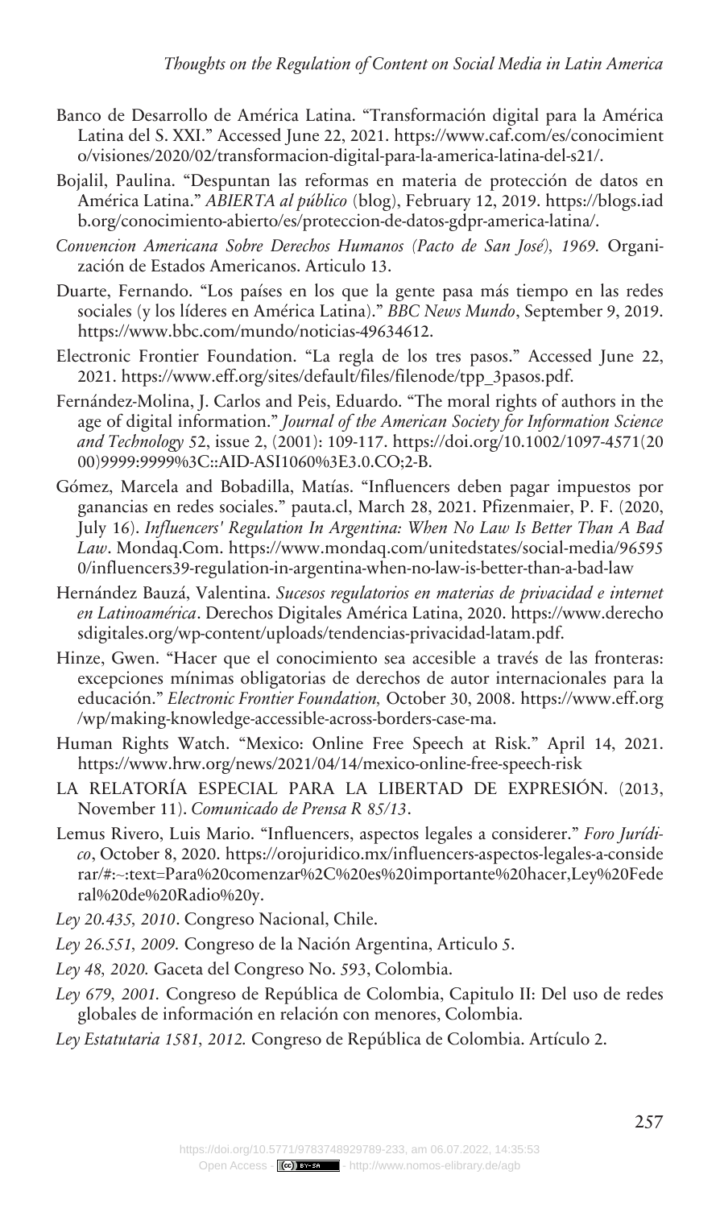Banco de Desarrollo de América Latina. "Transformación digital para la América Latina del S. XXI." Accessed June 22, 2021. https://www.caf.com/es/conocimiento/visiones/2020/02/transformacion-digital-para-la-america-latina-del-s21/.

Bojalil, Paulina. "Despuntan las reformas en materia de protección de datos en América Latina." *ABIERTA al público* (blog), February 12, 2019. https://blogs.iadb.org/conocimiento-abierto/es/proteccion-de-datos-gdpr-america-latina/.

*Convencion Americana Sobre Derechos Humanos (Pacto de San José), 1969.* Organización de Estados Americanos. Articulo 13.

Duarte, Fernando. "Los países en los que la gente pasa más tiempo en las redes sociales (y los líderes en América Latina)." *BBC News Mundo*, September 9, 2019. https://www.bbc.com/mundo/noticias-49634612.

Electronic Frontier Foundation. "La regla de los tres pasos." Accessed June 22, 2021. https://www.eff.org/sites/default/files/filenode/tpp_3pasos.pdf.

Fernández-Molina, J. Carlos and Peis, Eduardo. "The moral rights of authors in the age of digital information." *Journal of the American Society for Information Science and Technology* 52, issue 2, (2001): 109-117. https://doi.org/10.1002/1097-4571(2000)9999:9999%3C::AID-ASI1060%3E3.0.CO;2-B.

Gómez, Marcela and Bobadilla, Matías. "Influencers deben pagar impuestos por ganancias en redes sociales." pauta.cl, March 28, 2021. Pfizenmaier, P. F. (2020, July 16). *Influencers' Regulation In Argentina: When No Law Is Better Than A Bad Law*. Mondaq.Com. https://www.mondaq.com/unitedstates/social-media/965950/influencers39-regulation-in-argentina-when-no-law-is-better-than-a-bad-law

Hernández Bauzá, Valentina. *Sucesos regulatorios en materias de privacidad e internet en Latinoamérica*. Derechos Digitales América Latina, 2020. https://www.derechosdigitales.org/wp-content/uploads/tendencias-privacidad-latam.pdf.

Hinze, Gwen. "Hacer que el conocimiento sea accesible a través de las fronteras: excepciones mínimas obligatorias de derechos de autor internacionales para la educación." *Electronic Frontier Foundation,* October 30, 2008. https://www.eff.org/wp/making-knowledge-accessible-across-borders-case-ma.

Human Rights Watch. "Mexico: Online Free Speech at Risk." April 14, 2021. https://www.hrw.org/news/2021/04/14/mexico-online-free-speech-risk

LA RELATORÍA ESPECIAL PARA LA LIBERTAD DE EXPRESIÓN. (2013, November 11). *Comunicado de Prensa R 85/13*.

Lemus Rivero, Luis Mario. "Influencers, aspectos legales a considerer." *Foro Jurídico*, October 8, 2020. https://orojuridico.mx/influencers-aspectos-legales-a-considerar/#:~:text=Para%20comenzar%2C%20es%20importante%20hacer,Ley%20Federal%20de%20Radio%20y.

*Ley 20.435, 2010*. Congreso Nacional, Chile.

*Ley 26.551, 2009.* Congreso de la Nación Argentina, Articulo 5.

*Ley 48, 2020.* Gaceta del Congreso No. 593, Colombia.

*Ley 679, 2001.* Congreso de República de Colombia, Capitulo II: Del uso de redes globales de información en relación con menores, Colombia.

*Ley Estatutaria 1581, 2012.* Congreso de República de Colombia. Artículo 2.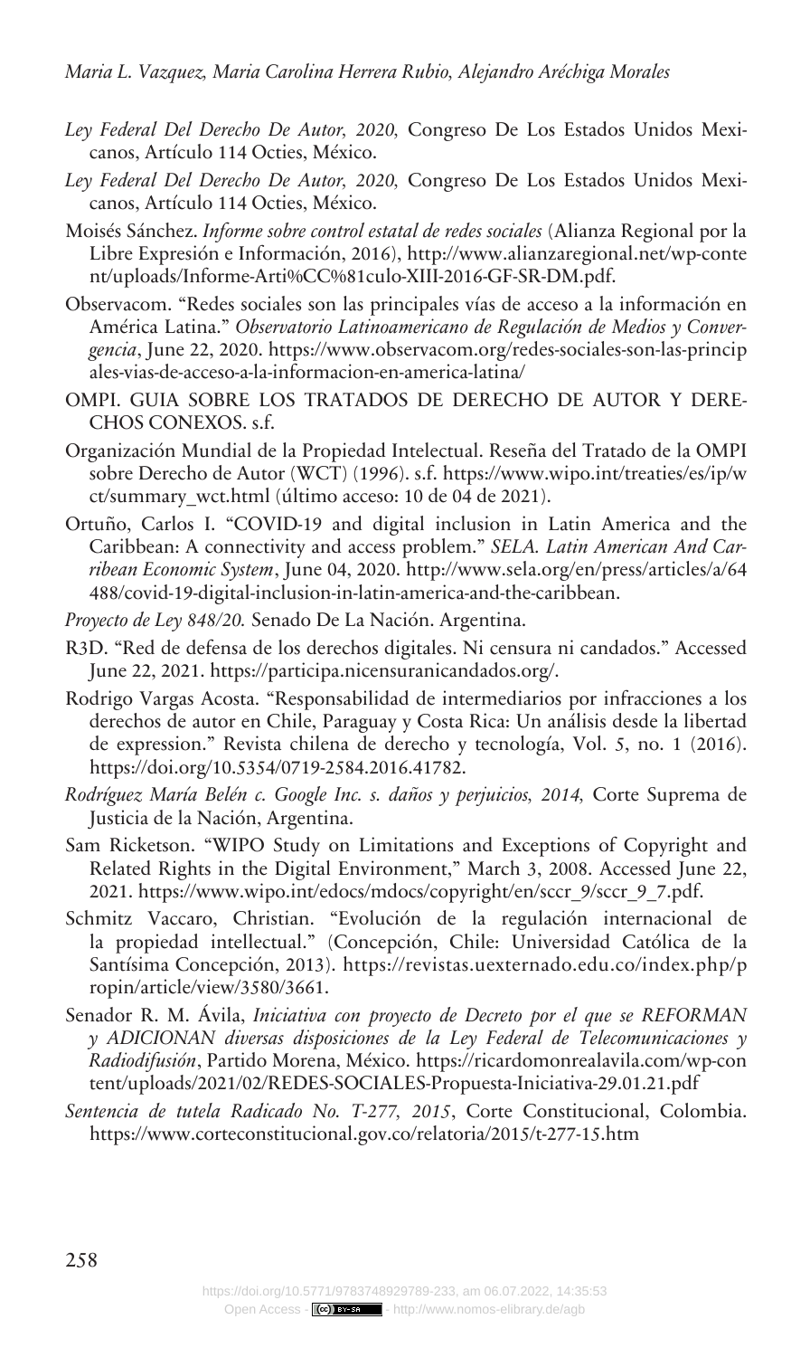*Ley Federal Del Derecho De Autor, 2020,* Congreso De Los Estados Unidos Mexicanos, Artículo 114 Octies, México.

*Ley Federal Del Derecho De Autor, 2020,* Congreso De Los Estados Unidos Mexicanos, Artículo 114 Octies, México.

Moisés Sánchez. *Informe sobre control estatal de redes sociales* (Alianza Regional por la Libre Expresión e Información, 2016), http://www.alianzaregional.net/wp-content/uploads/Informe-Arti%CC%81culo-XIII-2016-GF-SR-DM.pdf.

Observacom. "Redes sociales son las principales vías de acceso a la información en América Latina." *Observatorio Latinoamericano de Regulación de Medios y Convergencia*, June 22, 2020. https://www.observacom.org/redes-sociales-son-las-principales-vias-de-acceso-a-la-informacion-en-america-latina/

OMPI. GUIA SOBRE LOS TRATADOS DE DERECHO DE AUTOR Y DERECHOS CONEXOS. s.f.

Organización Mundial de la Propiedad Intelectual. Reseña del Tratado de la OMPI sobre Derecho de Autor (WCT) (1996). s.f. https://www.wipo.int/treaties/es/ip/wct/summary_wct.html (último acceso: 10 de 04 de 2021).

Ortuño, Carlos I. "COVID-19 and digital inclusion in Latin America and the Caribbean: A connectivity and access problem." *SELA. Latin American And Carribean Economic System*, June 04, 2020. http://www.sela.org/en/press/articles/a/64488/covid-19-digital-inclusion-in-latin-america-and-the-caribbean.

*Proyecto de Ley 848/20.* Senado De La Nación. Argentina.

R3D. "Red de defensa de los derechos digitales. Ni censura ni candados." Accessed June 22, 2021. https://participa.nicensuranicandados.org/.

Rodrigo Vargas Acosta. "Responsabilidad de intermediarios por infracciones a los derechos de autor en Chile, Paraguay y Costa Rica: Un análisis desde la libertad de expression." Revista chilena de derecho y tecnología, Vol. 5, no. 1 (2016). https://doi.org/10.5354/0719-2584.2016.41782.

*Rodríguez María Belén c. Google Inc. s. daños y perjuicios, 2014,* Corte Suprema de Justicia de la Nación, Argentina.

Sam Ricketson. "WIPO Study on Limitations and Exceptions of Copyright and Related Rights in the Digital Environment," March 3, 2008. Accessed June 22, 2021. https://www.wipo.int/edocs/mdocs/copyright/en/sccr_9/sccr_9_7.pdf.

Schmitz Vaccaro, Christian. "Evolución de la regulación internacional de la propiedad intellectual." (Concepción, Chile: Universidad Católica de la Santísima Concepción, 2013). https://revistas.uexternado.edu.co/index.php/propin/article/view/3580/3661.

Senador R. M. Ávila, *Iniciativa con proyecto de Decreto por el que se REFORMAN y ADICIONAN diversas disposiciones de la Ley Federal de Telecomunicaciones y Radiodifusión*, Partido Morena, México. https://ricardomonrealavila.com/wp-content/uploads/2021/02/REDES-SOCIALES-Propuesta-Iniciativa-29.01.21.pdf

*Sentencia de tutela Radicado No. T-277, 2015*, Corte Constitucional, Colombia. https://www.corteconstitucional.gov.co/relatoria/2015/t-277-15.htm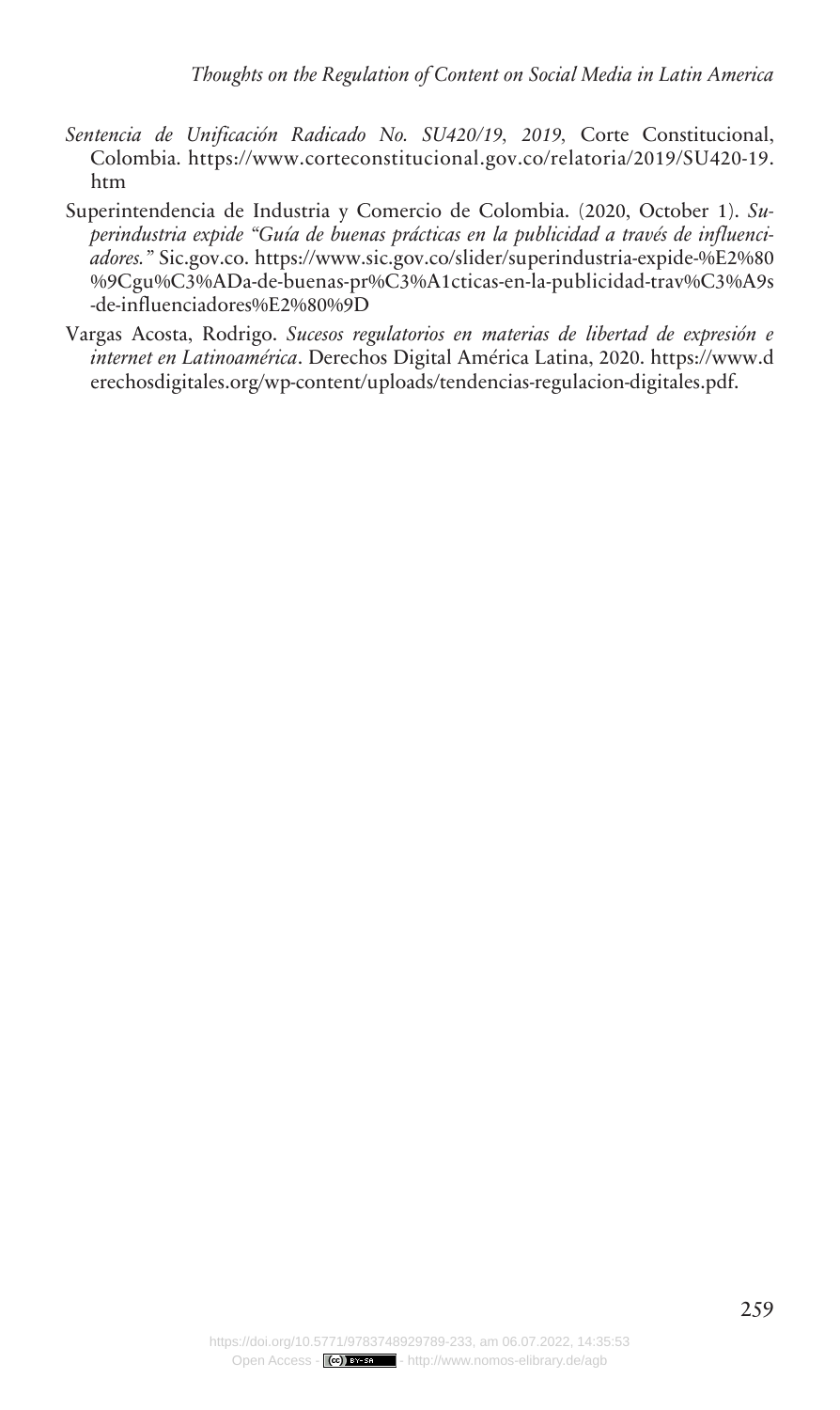*Sentencia de Unificación Radicado No. SU420/19, 2019*, Corte Constitucional, Colombia. https://www.corteconstitucional.gov.co/relatoria/2019/SU420-19.htm

Superintendencia de Industria y Comercio de Colombia. (2020, October 1). *Superindustria expide "Guía de buenas prácticas en la publicidad a través de influenciadores."* Sic.gov.co. https://www.sic.gov.co/slider/superindustria-expide-%E2%80%9Cgu%C3%ADa-de-buenas-pr%C3%A1cticas-en-la-publicidad-trav%C3%A9s-de-influenciadores%E2%80%9D

Vargas Acosta, Rodrigo. *Sucesos regulatorios en materias de libertad de expresión e internet en Latinoamérica*. Derechos Digital América Latina, 2020. https://www.derechosdigitales.org/wp-content/uploads/tendencias-regulacion-digitales.pdf.